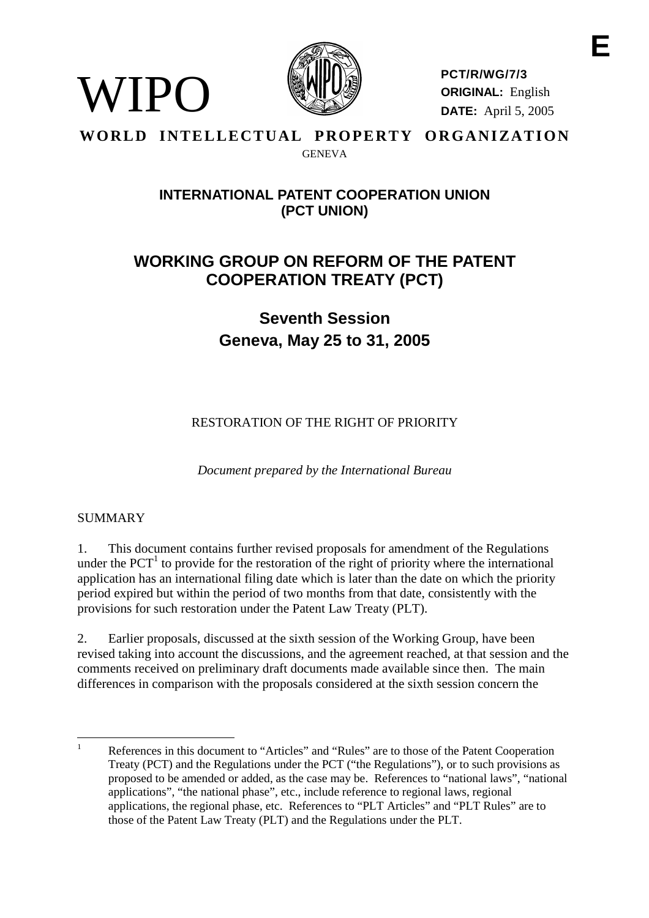WIPO

**PCT/R/WG/7/3**
**ORIGINAL:** English
**DATE:** April 5, 2005

**E**

**WORLD INTELLECTUAL PROPERTY ORGANIZATION**
GENEVA

## INTERNATIONAL PATENT COOPERATION UNION (PCT UNION)

# WORKING GROUP ON REFORM OF THE PATENT COOPERATION TREATY (PCT)

## Seventh Session
## Geneva, May 25 to 31, 2005

RESTORATION OF THE RIGHT OF PRIORITY

*Document prepared by the International Bureau*

SUMMARY

1. This document contains further revised proposals for amendment of the Regulations under the PCT[1] to provide for the restoration of the right of priority where the international application has an international filing date which is later than the date on which the priority period expired but within the period of two months from that date, consistently with the provisions for such restoration under the Patent Law Treaty (PLT).

2. Earlier proposals, discussed at the sixth session of the Working Group, have been revised taking into account the discussions, and the agreement reached, at that session and the comments received on preliminary draft documents made available since then. The main differences in comparison with the proposals considered at the sixth session concern the

[1] References in this document to "Articles" and "Rules" are to those of the Patent Cooperation Treaty (PCT) and the Regulations under the PCT ("the Regulations"), or to such provisions as proposed to be amended or added, as the case may be. References to "national laws", "national applications", "the national phase", etc., include reference to regional laws, regional applications, the regional phase, etc. References to "PLT Articles" and "PLT Rules" are to those of the Patent Law Treaty (PLT) and the Regulations under the PLT.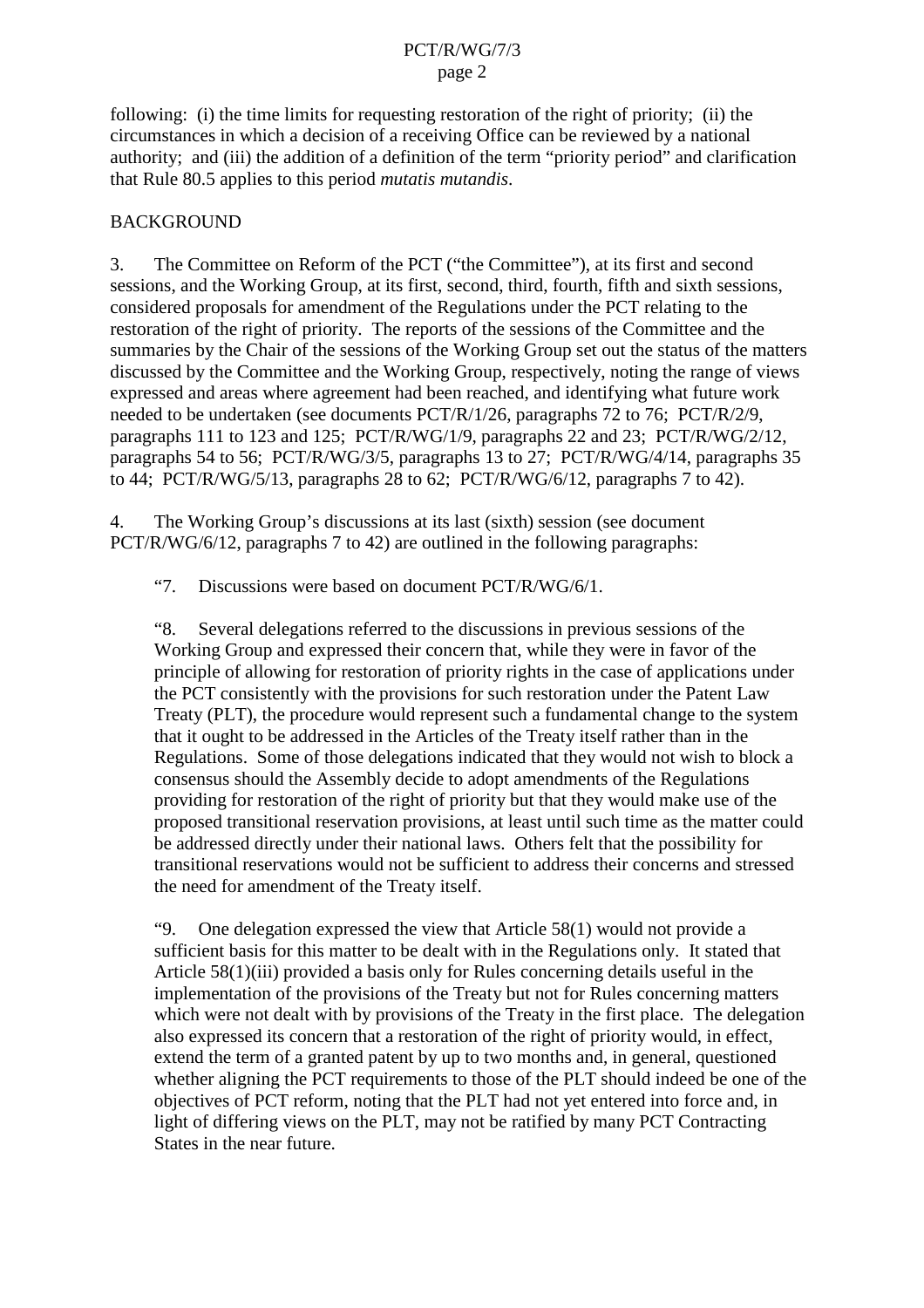following: (i) the time limits for requesting restoration of the right of priority; (ii) the circumstances in which a decision of a receiving Office can be reviewed by a national authority; and (iii) the addition of a definition of the term "priority period" and clarification that Rule 80.5 applies to this period *mutatis mutandis*.

## BACKGROUND

3. The Committee on Reform of the PCT ("the Committee"), at its first and second sessions, and the Working Group, at its first, second, third, fourth, fifth and sixth sessions, considered proposals for amendment of the Regulations under the PCT relating to the restoration of the right of priority. The reports of the sessions of the Committee and the summaries by the Chair of the sessions of the Working Group set out the status of the matters discussed by the Committee and the Working Group, respectively, noting the range of views expressed and areas where agreement had been reached, and identifying what future work needed to be undertaken (see documents PCT/R/1/26, paragraphs 72 to 76; PCT/R/2/9, paragraphs 111 to 123 and 125; PCT/R/WG/1/9, paragraphs 22 and 23; PCT/R/WG/2/12, paragraphs 54 to 56; PCT/R/WG/3/5, paragraphs 13 to 27; PCT/R/WG/4/14, paragraphs 35 to 44; PCT/R/WG/5/13, paragraphs 28 to 62; PCT/R/WG/6/12, paragraphs 7 to 42).

4. The Working Group's discussions at its last (sixth) session (see document PCT/R/WG/6/12, paragraphs 7 to 42) are outlined in the following paragraphs:

> "7. Discussions were based on document PCT/R/WG/6/1.
>
> "8. Several delegations referred to the discussions in previous sessions of the Working Group and expressed their concern that, while they were in favor of the principle of allowing for restoration of priority rights in the case of applications under the PCT consistently with the provisions for such restoration under the Patent Law Treaty (PLT), the procedure would represent such a fundamental change to the system that it ought to be addressed in the Articles of the Treaty itself rather than in the Regulations. Some of those delegations indicated that they would not wish to block a consensus should the Assembly decide to adopt amendments of the Regulations providing for restoration of the right of priority but that they would make use of the proposed transitional reservation provisions, at least until such time as the matter could be addressed directly under their national laws. Others felt that the possibility for transitional reservations would not be sufficient to address their concerns and stressed the need for amendment of the Treaty itself.
>
> "9. One delegation expressed the view that Article 58(1) would not provide a sufficient basis for this matter to be dealt with in the Regulations only. It stated that Article 58(1)(iii) provided a basis only for Rules concerning details useful in the implementation of the provisions of the Treaty but not for Rules concerning matters which were not dealt with by provisions of the Treaty in the first place. The delegation also expressed its concern that a restoration of the right of priority would, in effect, extend the term of a granted patent by up to two months and, in general, questioned whether aligning the PCT requirements to those of the PLT should indeed be one of the objectives of PCT reform, noting that the PLT had not yet entered into force and, in light of differing views on the PLT, may not be ratified by many PCT Contracting States in the near future.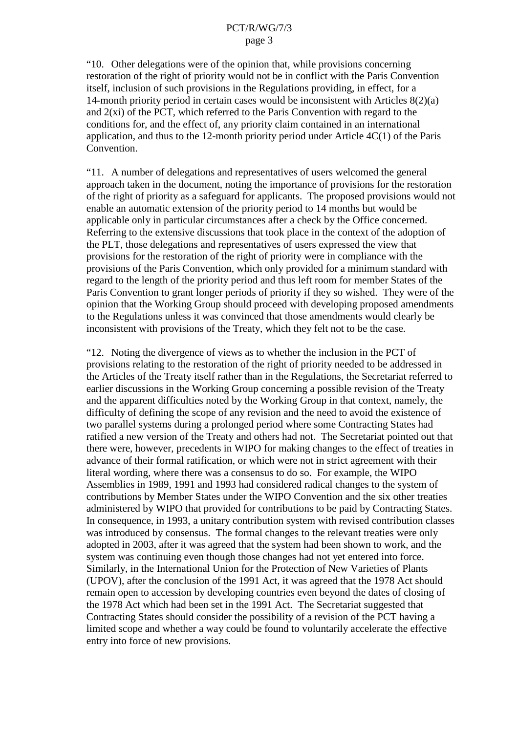"10. Other delegations were of the opinion that, while provisions concerning restoration of the right of priority would not be in conflict with the Paris Convention itself, inclusion of such provisions in the Regulations providing, in effect, for a 14-month priority period in certain cases would be inconsistent with Articles 8(2)(a) and 2(xi) of the PCT, which referred to the Paris Convention with regard to the conditions for, and the effect of, any priority claim contained in an international application, and thus to the 12-month priority period under Article 4C(1) of the Paris Convention.

"11. A number of delegations and representatives of users welcomed the general approach taken in the document, noting the importance of provisions for the restoration of the right of priority as a safeguard for applicants. The proposed provisions would not enable an automatic extension of the priority period to 14 months but would be applicable only in particular circumstances after a check by the Office concerned. Referring to the extensive discussions that took place in the context of the adoption of the PLT, those delegations and representatives of users expressed the view that provisions for the restoration of the right of priority were in compliance with the provisions of the Paris Convention, which only provided for a minimum standard with regard to the length of the priority period and thus left room for member States of the Paris Convention to grant longer periods of priority if they so wished. They were of the opinion that the Working Group should proceed with developing proposed amendments to the Regulations unless it was convinced that those amendments would clearly be inconsistent with provisions of the Treaty, which they felt not to be the case.

"12. Noting the divergence of views as to whether the inclusion in the PCT of provisions relating to the restoration of the right of priority needed to be addressed in the Articles of the Treaty itself rather than in the Regulations, the Secretariat referred to earlier discussions in the Working Group concerning a possible revision of the Treaty and the apparent difficulties noted by the Working Group in that context, namely, the difficulty of defining the scope of any revision and the need to avoid the existence of two parallel systems during a prolonged period where some Contracting States had ratified a new version of the Treaty and others had not. The Secretariat pointed out that there were, however, precedents in WIPO for making changes to the effect of treaties in advance of their formal ratification, or which were not in strict agreement with their literal wording, where there was a consensus to do so. For example, the WIPO Assemblies in 1989, 1991 and 1993 had considered radical changes to the system of contributions by Member States under the WIPO Convention and the six other treaties administered by WIPO that provided for contributions to be paid by Contracting States. In consequence, in 1993, a unitary contribution system with revised contribution classes was introduced by consensus. The formal changes to the relevant treaties were only adopted in 2003, after it was agreed that the system had been shown to work, and the system was continuing even though those changes had not yet entered into force. Similarly, in the International Union for the Protection of New Varieties of Plants (UPOV), after the conclusion of the 1991 Act, it was agreed that the 1978 Act should remain open to accession by developing countries even beyond the dates of closing of the 1978 Act which had been set in the 1991 Act. The Secretariat suggested that Contracting States should consider the possibility of a revision of the PCT having a limited scope and whether a way could be found to voluntarily accelerate the effective entry into force of new provisions.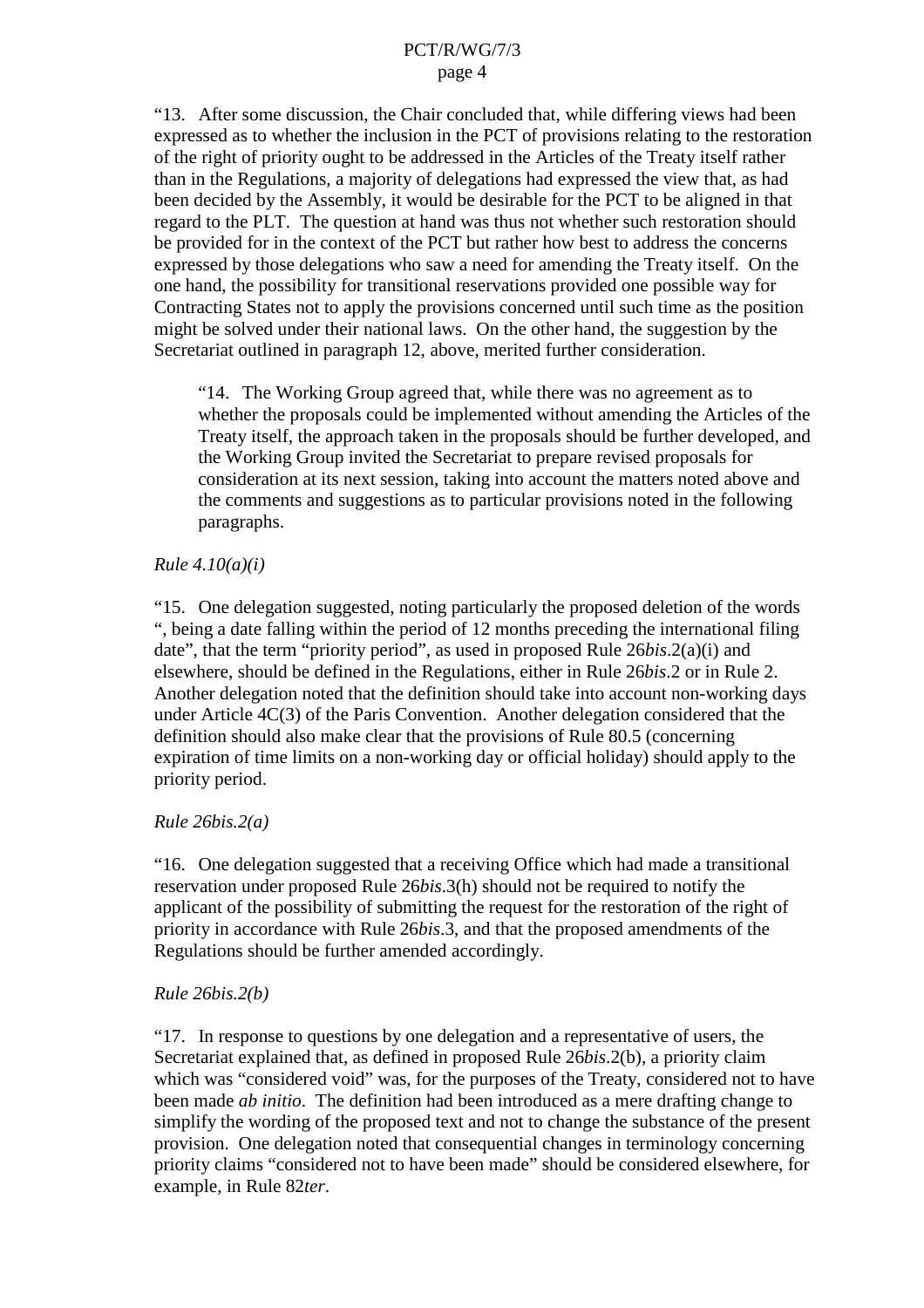"13. After some discussion, the Chair concluded that, while differing views had been expressed as to whether the inclusion in the PCT of provisions relating to the restoration of the right of priority ought to be addressed in the Articles of the Treaty itself rather than in the Regulations, a majority of delegations had expressed the view that, as had been decided by the Assembly, it would be desirable for the PCT to be aligned in that regard to the PLT. The question at hand was thus not whether such restoration should be provided for in the context of the PCT but rather how best to address the concerns expressed by those delegations who saw a need for amending the Treaty itself. On the one hand, the possibility for transitional reservations provided one possible way for Contracting States not to apply the provisions concerned until such time as the position might be solved under their national laws. On the other hand, the suggestion by the Secretariat outlined in paragraph 12, above, merited further consideration.

> "14. The Working Group agreed that, while there was no agreement as to whether the proposals could be implemented without amending the Articles of the Treaty itself, the approach taken in the proposals should be further developed, and the Working Group invited the Secretariat to prepare revised proposals for consideration at its next session, taking into account the matters noted above and the comments and suggestions as to particular provisions noted in the following paragraphs.

*Rule 4.10(a)(i)*

"15. One delegation suggested, noting particularly the proposed deletion of the words ", being a date falling within the period of 12 months preceding the international filing date", that the term "priority period", as used in proposed Rule 26*bis*.2(a)(i) and elsewhere, should be defined in the Regulations, either in Rule 26*bis*.2 or in Rule 2. Another delegation noted that the definition should take into account non-working days under Article 4C(3) of the Paris Convention. Another delegation considered that the definition should also make clear that the provisions of Rule 80.5 (concerning expiration of time limits on a non-working day or official holiday) should apply to the priority period.

*Rule 26bis.2(a)*

"16. One delegation suggested that a receiving Office which had made a transitional reservation under proposed Rule 26*bis*.3(h) should not be required to notify the applicant of the possibility of submitting the request for the restoration of the right of priority in accordance with Rule 26*bis*.3, and that the proposed amendments of the Regulations should be further amended accordingly.

*Rule 26bis.2(b)*

"17. In response to questions by one delegation and a representative of users, the Secretariat explained that, as defined in proposed Rule 26*bis*.2(b), a priority claim which was "considered void" was, for the purposes of the Treaty, considered not to have been made *ab initio*. The definition had been introduced as a mere drafting change to simplify the wording of the proposed text and not to change the substance of the present provision. One delegation noted that consequential changes in terminology concerning priority claims "considered not to have been made" should be considered elsewhere, for example, in Rule 82*ter*.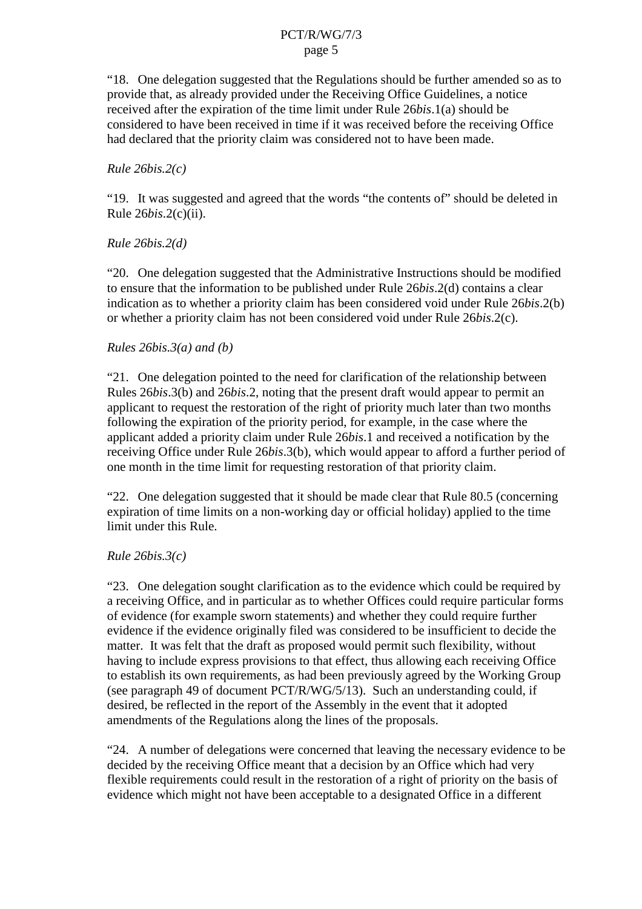"18. One delegation suggested that the Regulations should be further amended so as to provide that, as already provided under the Receiving Office Guidelines, a notice received after the expiration of the time limit under Rule 26*bis*.1(a) should be considered to have been received in time if it was received before the receiving Office had declared that the priority claim was considered not to have been made.

*Rule 26bis.2(c)*

"19. It was suggested and agreed that the words "the contents of" should be deleted in Rule 26*bis*.2(c)(ii).

*Rule 26bis.2(d)*

"20. One delegation suggested that the Administrative Instructions should be modified to ensure that the information to be published under Rule 26*bis*.2(d) contains a clear indication as to whether a priority claim has been considered void under Rule 26*bis*.2(b) or whether a priority claim has not been considered void under Rule 26*bis*.2(c).

*Rules 26bis.3(a) and (b)*

"21. One delegation pointed to the need for clarification of the relationship between Rules 26*bis*.3(b) and 26*bis*.2, noting that the present draft would appear to permit an applicant to request the restoration of the right of priority much later than two months following the expiration of the priority period, for example, in the case where the applicant added a priority claim under Rule 26*bis*.1 and received a notification by the receiving Office under Rule 26*bis*.3(b), which would appear to afford a further period of one month in the time limit for requesting restoration of that priority claim.

"22. One delegation suggested that it should be made clear that Rule 80.5 (concerning expiration of time limits on a non-working day or official holiday) applied to the time limit under this Rule.

*Rule 26bis.3(c)*

"23. One delegation sought clarification as to the evidence which could be required by a receiving Office, and in particular as to whether Offices could require particular forms of evidence (for example sworn statements) and whether they could require further evidence if the evidence originally filed was considered to be insufficient to decide the matter. It was felt that the draft as proposed would permit such flexibility, without having to include express provisions to that effect, thus allowing each receiving Office to establish its own requirements, as had been previously agreed by the Working Group (see paragraph 49 of document PCT/R/WG/5/13). Such an understanding could, if desired, be reflected in the report of the Assembly in the event that it adopted amendments of the Regulations along the lines of the proposals.

"24. A number of delegations were concerned that leaving the necessary evidence to be decided by the receiving Office meant that a decision by an Office which had very flexible requirements could result in the restoration of a right of priority on the basis of evidence which might not have been acceptable to a designated Office in a different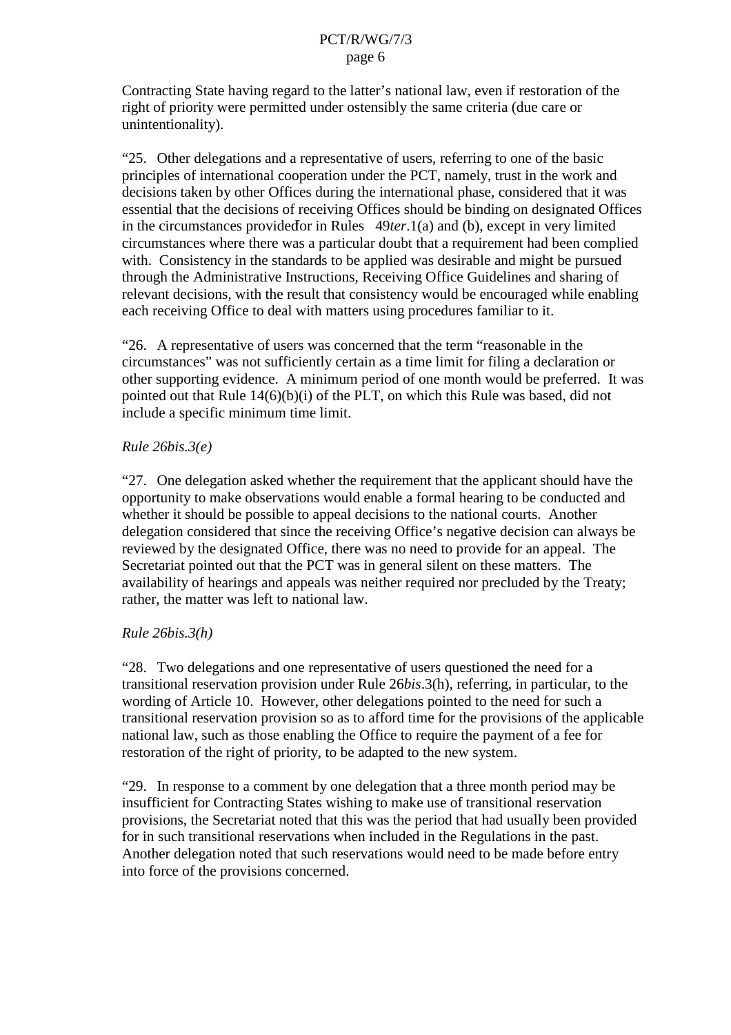Contracting State having regard to the latter's national law, even if restoration of the right of priority were permitted under ostensibly the same criteria (due care or unintentionality).

"25. Other delegations and a representative of users, referring to one of the basic principles of international cooperation under the PCT, namely, trust in the work and decisions taken by other Offices during the international phase, considered that it was essential that the decisions of receiving Offices should be binding on designated Offices in the circumstances provided for in Rules 49*ter*.1(a) and (b), except in very limited circumstances where there was a particular doubt that a requirement had been complied with. Consistency in the standards to be applied was desirable and might be pursued through the Administrative Instructions, Receiving Office Guidelines and sharing of relevant decisions, with the result that consistency would be encouraged while enabling each receiving Office to deal with matters using procedures familiar to it.

"26. A representative of users was concerned that the term "reasonable in the circumstances" was not sufficiently certain as a time limit for filing a declaration or other supporting evidence. A minimum period of one month would be preferred. It was pointed out that Rule 14(6)(b)(i) of the PLT, on which this Rule was based, did not include a specific minimum time limit.

*Rule 26bis.3(e)*

"27. One delegation asked whether the requirement that the applicant should have the opportunity to make observations would enable a formal hearing to be conducted and whether it should be possible to appeal decisions to the national courts. Another delegation considered that since the receiving Office's negative decision can always be reviewed by the designated Office, there was no need to provide for an appeal. The Secretariat pointed out that the PCT was in general silent on these matters. The availability of hearings and appeals was neither required nor precluded by the Treaty; rather, the matter was left to national law.

*Rule 26bis.3(h)*

"28. Two delegations and one representative of users questioned the need for a transitional reservation provision under Rule 26*bis*.3(h), referring, in particular, to the wording of Article 10. However, other delegations pointed to the need for such a transitional reservation provision so as to afford time for the provisions of the applicable national law, such as those enabling the Office to require the payment of a fee for restoration of the right of priority, to be adapted to the new system.

"29. In response to a comment by one delegation that a three month period may be insufficient for Contracting States wishing to make use of transitional reservation provisions, the Secretariat noted that this was the period that had usually been provided for in such transitional reservations when included in the Regulations in the past. Another delegation noted that such reservations would need to be made before entry into force of the provisions concerned.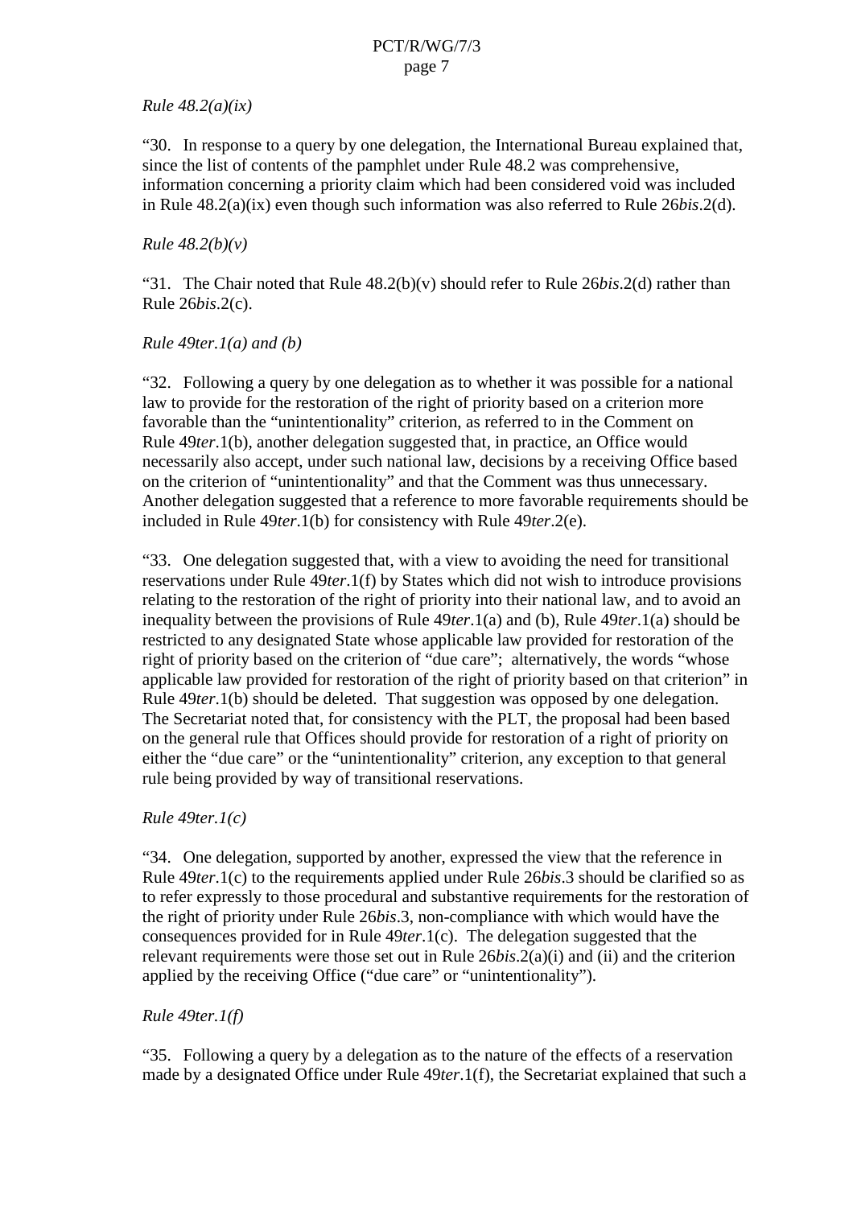*Rule 48.2(a)(ix)*

"30. In response to a query by one delegation, the International Bureau explained that, since the list of contents of the pamphlet under Rule 48.2 was comprehensive, information concerning a priority claim which had been considered void was included in Rule 48.2(a)(ix) even though such information was also referred to Rule 26*bis*.2(d).

*Rule 48.2(b)(v)*

"31. The Chair noted that Rule 48.2(b)(v) should refer to Rule 26*bis*.2(d) rather than Rule 26*bis*.2(c).

*Rule 49ter.1(a) and (b)*

"32. Following a query by one delegation as to whether it was possible for a national law to provide for the restoration of the right of priority based on a criterion more favorable than the "unintentionality" criterion, as referred to in the Comment on Rule 49*ter*.1(b), another delegation suggested that, in practice, an Office would necessarily also accept, under such national law, decisions by a receiving Office based on the criterion of "unintentionality" and that the Comment was thus unnecessary. Another delegation suggested that a reference to more favorable requirements should be included in Rule 49*ter*.1(b) for consistency with Rule 49*ter*.2(e).

"33. One delegation suggested that, with a view to avoiding the need for transitional reservations under Rule 49*ter*.1(f) by States which did not wish to introduce provisions relating to the restoration of the right of priority into their national law, and to avoid an inequality between the provisions of Rule 49*ter*.1(a) and (b), Rule 49*ter*.1(a) should be restricted to any designated State whose applicable law provided for restoration of the right of priority based on the criterion of "due care"; alternatively, the words "whose applicable law provided for restoration of the right of priority based on that criterion" in Rule 49*ter*.1(b) should be deleted. That suggestion was opposed by one delegation. The Secretariat noted that, for consistency with the PLT, the proposal had been based on the general rule that Offices should provide for restoration of a right of priority on either the "due care" or the "unintentionality" criterion, any exception to that general rule being provided by way of transitional reservations.

*Rule 49ter.1(c)*

"34. One delegation, supported by another, expressed the view that the reference in Rule 49*ter*.1(c) to the requirements applied under Rule 26*bis*.3 should be clarified so as to refer expressly to those procedural and substantive requirements for the restoration of the right of priority under Rule 26*bis*.3, non-compliance with which would have the consequences provided for in Rule 49*ter*.1(c). The delegation suggested that the relevant requirements were those set out in Rule 26*bis*.2(a)(i) and (ii) and the criterion applied by the receiving Office ("due care" or "unintentionality").

*Rule 49ter.1(f)*

"35. Following a query by a delegation as to the nature of the effects of a reservation made by a designated Office under Rule 49*ter*.1(f), the Secretariat explained that such a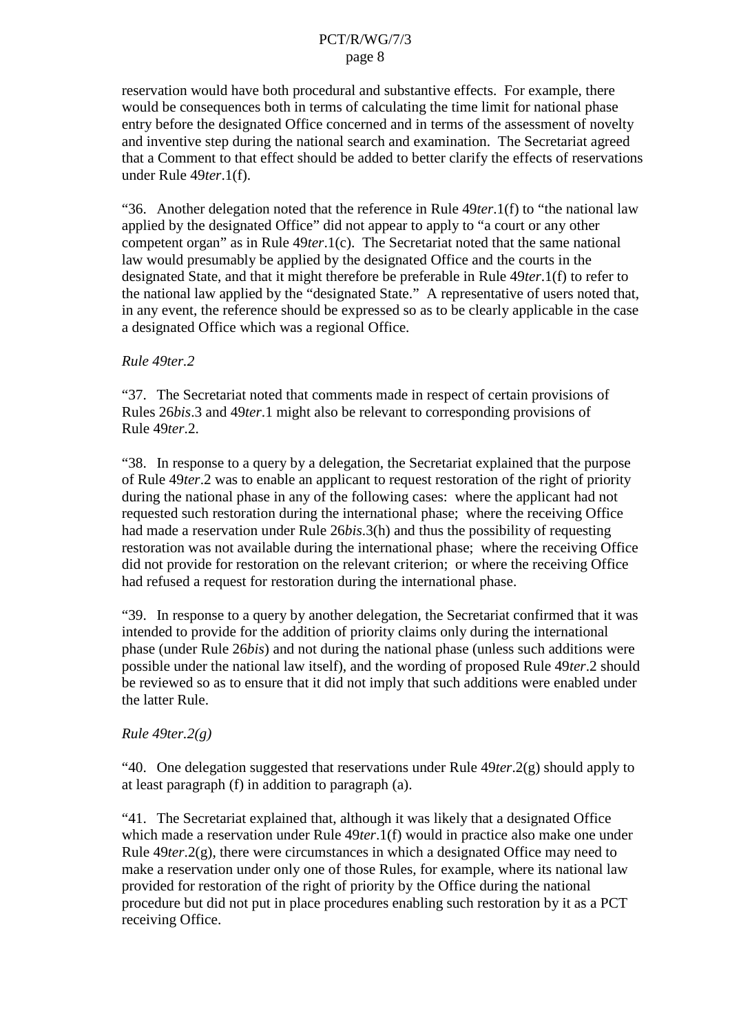reservation would have both procedural and substantive effects. For example, there would be consequences both in terms of calculating the time limit for national phase entry before the designated Office concerned and in terms of the assessment of novelty and inventive step during the national search and examination. The Secretariat agreed that a Comment to that effect should be added to better clarify the effects of reservations under Rule 49*ter*.1(f).

"36. Another delegation noted that the reference in Rule 49*ter*.1(f) to "the national law applied by the designated Office" did not appear to apply to "a court or any other competent organ" as in Rule 49*ter*.1(c). The Secretariat noted that the same national law would presumably be applied by the designated Office and the courts in the designated State, and that it might therefore be preferable in Rule 49*ter*.1(f) to refer to the national law applied by the "designated State." A representative of users noted that, in any event, the reference should be expressed so as to be clearly applicable in the case a designated Office which was a regional Office.

*Rule 49ter.2*

"37. The Secretariat noted that comments made in respect of certain provisions of Rules 26*bis*.3 and 49*ter*.1 might also be relevant to corresponding provisions of Rule 49*ter*.2.

"38. In response to a query by a delegation, the Secretariat explained that the purpose of Rule 49*ter*.2 was to enable an applicant to request restoration of the right of priority during the national phase in any of the following cases: where the applicant had not requested such restoration during the international phase; where the receiving Office had made a reservation under Rule 26*bis*.3(h) and thus the possibility of requesting restoration was not available during the international phase; where the receiving Office did not provide for restoration on the relevant criterion; or where the receiving Office had refused a request for restoration during the international phase.

"39. In response to a query by another delegation, the Secretariat confirmed that it was intended to provide for the addition of priority claims only during the international phase (under Rule 26*bis*) and not during the national phase (unless such additions were possible under the national law itself), and the wording of proposed Rule 49*ter*.2 should be reviewed so as to ensure that it did not imply that such additions were enabled under the latter Rule.

*Rule 49ter.2(g)*

"40. One delegation suggested that reservations under Rule 49*ter*.2(g) should apply to at least paragraph (f) in addition to paragraph (a).

"41. The Secretariat explained that, although it was likely that a designated Office which made a reservation under Rule 49*ter*.1(f) would in practice also make one under Rule 49*ter*.2(g), there were circumstances in which a designated Office may need to make a reservation under only one of those Rules, for example, where its national law provided for restoration of the right of priority by the Office during the national procedure but did not put in place procedures enabling such restoration by it as a PCT receiving Office.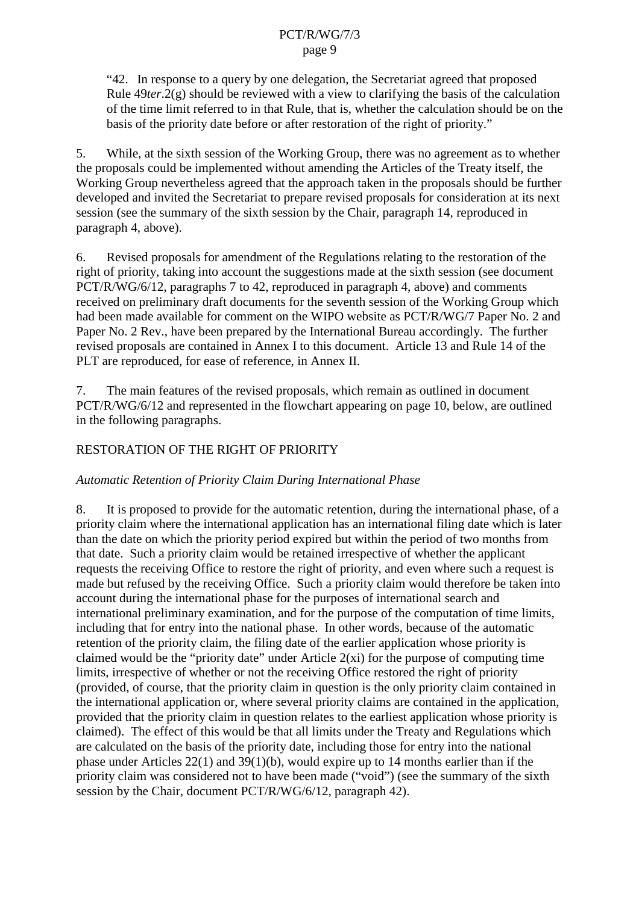"42. In response to a query by one delegation, the Secretariat agreed that proposed Rule 49*ter*.2(g) should be reviewed with a view to clarifying the basis of the calculation of the time limit referred to in that Rule, that is, whether the calculation should be on the basis of the priority date before or after restoration of the right of priority."

5. While, at the sixth session of the Working Group, there was no agreement as to whether the proposals could be implemented without amending the Articles of the Treaty itself, the Working Group nevertheless agreed that the approach taken in the proposals should be further developed and invited the Secretariat to prepare revised proposals for consideration at its next session (see the summary of the sixth session by the Chair, paragraph 14, reproduced in paragraph 4, above).

6. Revised proposals for amendment of the Regulations relating to the restoration of the right of priority, taking into account the suggestions made at the sixth session (see document PCT/R/WG/6/12, paragraphs 7 to 42, reproduced in paragraph 4, above) and comments received on preliminary draft documents for the seventh session of the Working Group which had been made available for comment on the WIPO website as PCT/R/WG/7 Paper No. 2 and Paper No. 2 Rev., have been prepared by the International Bureau accordingly. The further revised proposals are contained in Annex I to this document. Article 13 and Rule 14 of the PLT are reproduced, for ease of reference, in Annex II.

7. The main features of the revised proposals, which remain as outlined in document PCT/R/WG/6/12 and represented in the flowchart appearing on page 10, below, are outlined in the following paragraphs.

## RESTORATION OF THE RIGHT OF PRIORITY

### *Automatic Retention of Priority Claim During International Phase*

8. It is proposed to provide for the automatic retention, during the international phase, of a priority claim where the international application has an international filing date which is later than the date on which the priority period expired but within the period of two months from that date. Such a priority claim would be retained irrespective of whether the applicant requests the receiving Office to restore the right of priority, and even where such a request is made but refused by the receiving Office. Such a priority claim would therefore be taken into account during the international phase for the purposes of international search and international preliminary examination, and for the purpose of the computation of time limits, including that for entry into the national phase. In other words, because of the automatic retention of the priority claim, the filing date of the earlier application whose priority is claimed would be the "priority date" under Article 2(xi) for the purpose of computing time limits, irrespective of whether or not the receiving Office restored the right of priority (provided, of course, that the priority claim in question is the only priority claim contained in the international application or, where several priority claims are contained in the application, provided that the priority claim in question relates to the earliest application whose priority is claimed). The effect of this would be that all limits under the Treaty and Regulations which are calculated on the basis of the priority date, including those for entry into the national phase under Articles 22(1) and 39(1)(b), would expire up to 14 months earlier than if the priority claim was considered not to have been made ("void") (see the summary of the sixth session by the Chair, document PCT/R/WG/6/12, paragraph 42).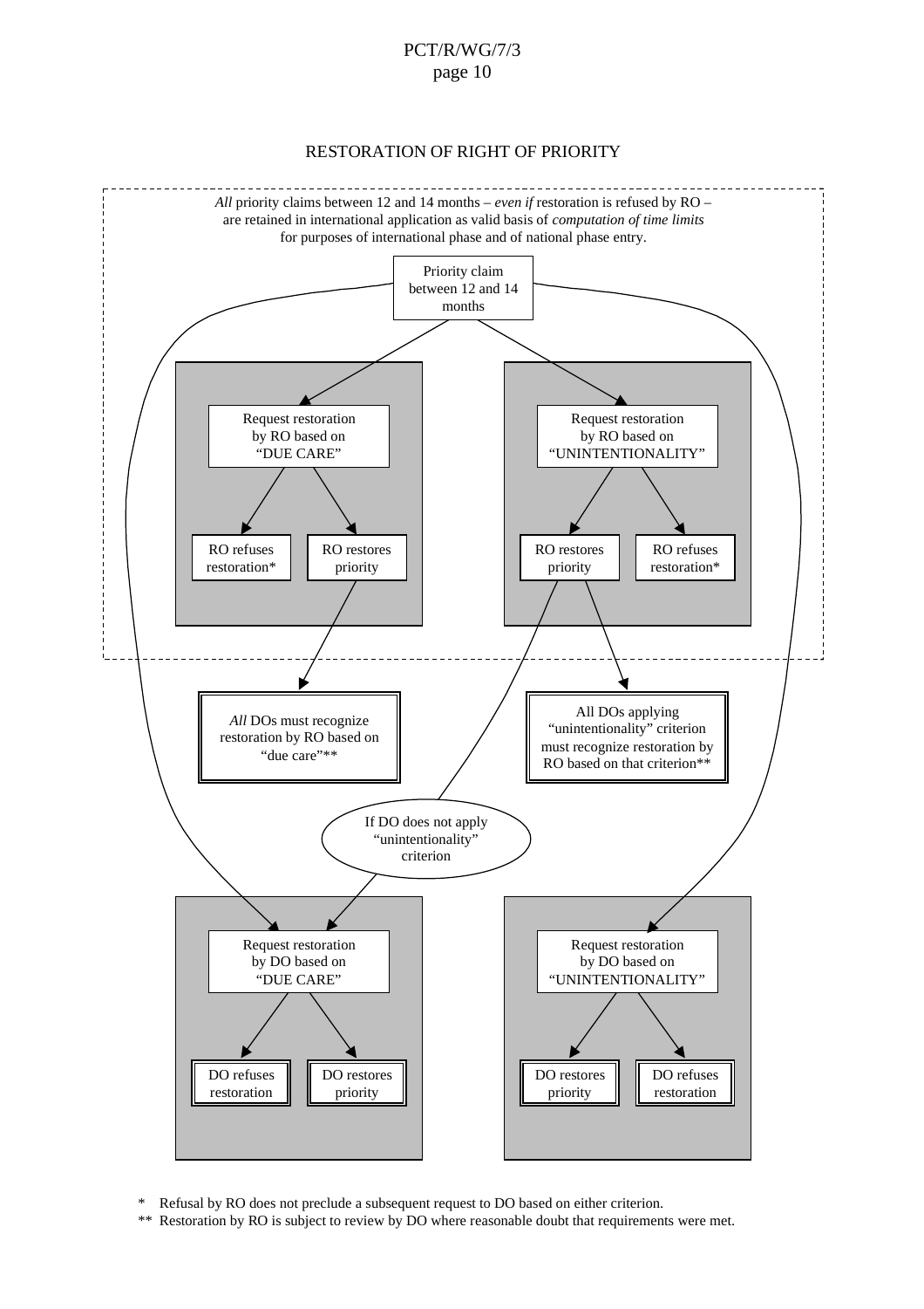RESTORATION OF RIGHT OF PRIORITY

*All* priority claims between 12 and 14 months – *even if* restoration is refused by RO – are retained in international application as valid basis of *computation of time limits* for purposes of international phase and of national phase entry.

Priority claim between 12 and 14 months

Request restoration by RO based on "DUE CARE"

RO refuses restoration*

RO restores priority

Request restoration by RO based on "UNINTENTIONALITY"

RO restores priority

RO refuses restoration*

*All* DOs must recognize restoration by RO based on "due care"**

All DOs applying "unintentionality" criterion must recognize restoration by RO based on that criterion**

If DO does not apply "unintentionality" criterion

Request restoration by DO based on "DUE CARE"

DO refuses restoration

DO restores priority

Request restoration by DO based on "UNINTENTIONALITY"

DO restores priority

DO refuses restoration

\* Refusal by RO does not preclude a subsequent request to DO based on either criterion.

\*\* Restoration by RO is subject to review by DO where reasonable doubt that requirements were met.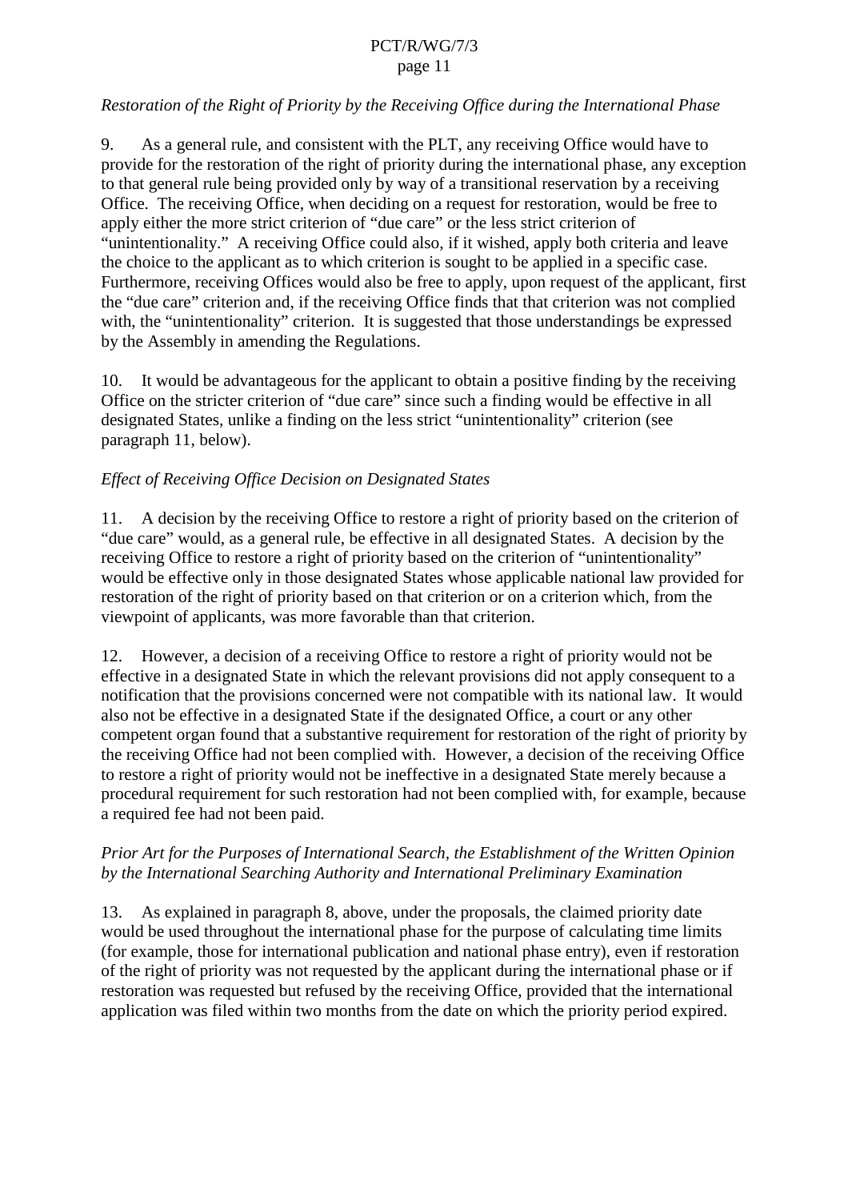*Restoration of the Right of Priority by the Receiving Office during the International Phase*

9. As a general rule, and consistent with the PLT, any receiving Office would have to provide for the restoration of the right of priority during the international phase, any exception to that general rule being provided only by way of a transitional reservation by a receiving Office. The receiving Office, when deciding on a request for restoration, would be free to apply either the more strict criterion of "due care" or the less strict criterion of "unintentionality." A receiving Office could also, if it wished, apply both criteria and leave the choice to the applicant as to which criterion is sought to be applied in a specific case. Furthermore, receiving Offices would also be free to apply, upon request of the applicant, first the "due care" criterion and, if the receiving Office finds that that criterion was not complied with, the "unintentionality" criterion. It is suggested that those understandings be expressed by the Assembly in amending the Regulations.

10. It would be advantageous for the applicant to obtain a positive finding by the receiving Office on the stricter criterion of "due care" since such a finding would be effective in all designated States, unlike a finding on the less strict "unintentionality" criterion (see paragraph 11, below).

*Effect of Receiving Office Decision on Designated States*

11. A decision by the receiving Office to restore a right of priority based on the criterion of "due care" would, as a general rule, be effective in all designated States. A decision by the receiving Office to restore a right of priority based on the criterion of "unintentionality" would be effective only in those designated States whose applicable national law provided for restoration of the right of priority based on that criterion or on a criterion which, from the viewpoint of applicants, was more favorable than that criterion.

12. However, a decision of a receiving Office to restore a right of priority would not be effective in a designated State in which the relevant provisions did not apply consequent to a notification that the provisions concerned were not compatible with its national law. It would also not be effective in a designated State if the designated Office, a court or any other competent organ found that a substantive requirement for restoration of the right of priority by the receiving Office had not been complied with. However, a decision of the receiving Office to restore a right of priority would not be ineffective in a designated State merely because a procedural requirement for such restoration had not been complied with, for example, because a required fee had not been paid.

*Prior Art for the Purposes of International Search, the Establishment of the Written Opinion by the International Searching Authority and International Preliminary Examination*

13. As explained in paragraph 8, above, under the proposals, the claimed priority date would be used throughout the international phase for the purpose of calculating time limits (for example, those for international publication and national phase entry), even if restoration of the right of priority was not requested by the applicant during the international phase or if restoration was requested but refused by the receiving Office, provided that the international application was filed within two months from the date on which the priority period expired.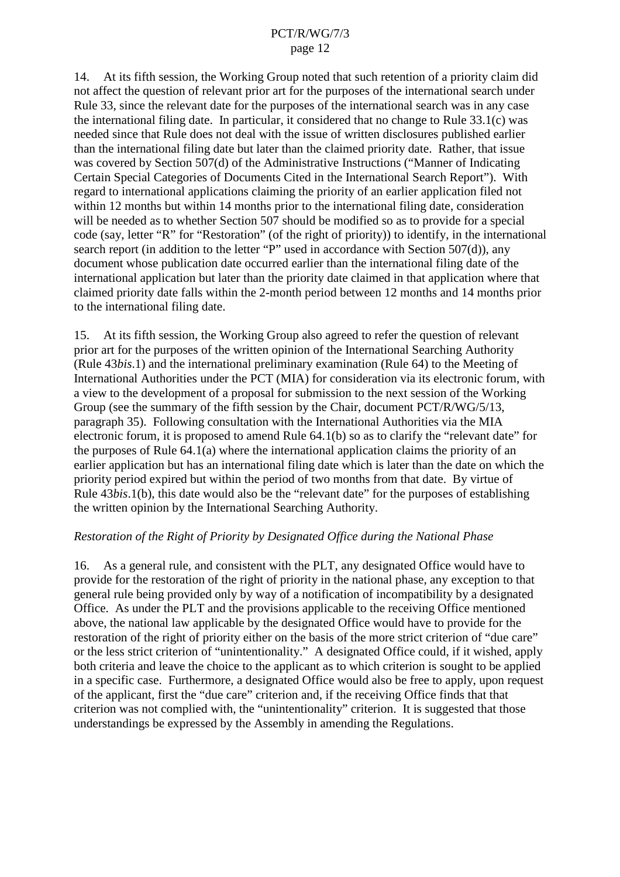14. At its fifth session, the Working Group noted that such retention of a priority claim did not affect the question of relevant prior art for the purposes of the international search under Rule 33, since the relevant date for the purposes of the international search was in any case the international filing date. In particular, it considered that no change to Rule 33.1(c) was needed since that Rule does not deal with the issue of written disclosures published earlier than the international filing date but later than the claimed priority date. Rather, that issue was covered by Section 507(d) of the Administrative Instructions ("Manner of Indicating Certain Special Categories of Documents Cited in the International Search Report"). With regard to international applications claiming the priority of an earlier application filed not within 12 months but within 14 months prior to the international filing date, consideration will be needed as to whether Section 507 should be modified so as to provide for a special code (say, letter "R" for "Restoration" (of the right of priority)) to identify, in the international search report (in addition to the letter "P" used in accordance with Section 507(d)), any document whose publication date occurred earlier than the international filing date of the international application but later than the priority date claimed in that application where that claimed priority date falls within the 2-month period between 12 months and 14 months prior to the international filing date.

15. At its fifth session, the Working Group also agreed to refer the question of relevant prior art for the purposes of the written opinion of the International Searching Authority (Rule 43*bis*.1) and the international preliminary examination (Rule 64) to the Meeting of International Authorities under the PCT (MIA) for consideration via its electronic forum, with a view to the development of a proposal for submission to the next session of the Working Group (see the summary of the fifth session by the Chair, document PCT/R/WG/5/13, paragraph 35). Following consultation with the International Authorities via the MIA electronic forum, it is proposed to amend Rule 64.1(b) so as to clarify the "relevant date" for the purposes of Rule 64.1(a) where the international application claims the priority of an earlier application but has an international filing date which is later than the date on which the priority period expired but within the period of two months from that date. By virtue of Rule 43*bis*.1(b), this date would also be the "relevant date" for the purposes of establishing the written opinion by the International Searching Authority.

*Restoration of the Right of Priority by Designated Office during the National Phase*

16. As a general rule, and consistent with the PLT, any designated Office would have to provide for the restoration of the right of priority in the national phase, any exception to that general rule being provided only by way of a notification of incompatibility by a designated Office. As under the PLT and the provisions applicable to the receiving Office mentioned above, the national law applicable by the designated Office would have to provide for the restoration of the right of priority either on the basis of the more strict criterion of "due care" or the less strict criterion of "unintentionality." A designated Office could, if it wished, apply both criteria and leave the choice to the applicant as to which criterion is sought to be applied in a specific case. Furthermore, a designated Office would also be free to apply, upon request of the applicant, first the "due care" criterion and, if the receiving Office finds that that criterion was not complied with, the "unintentionality" criterion. It is suggested that those understandings be expressed by the Assembly in amending the Regulations.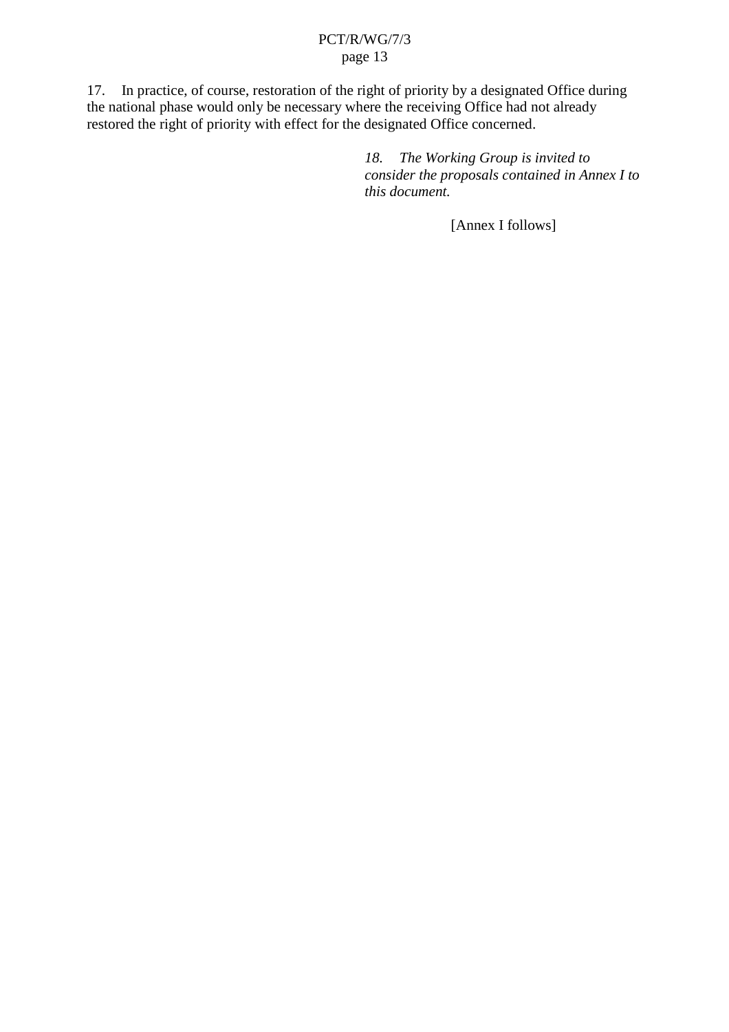17. In practice, of course, restoration of the right of priority by a designated Office during the national phase would only be necessary where the receiving Office had not already restored the right of priority with effect for the designated Office concerned.

*18. The Working Group is invited to consider the proposals contained in Annex I to this document.*

[Annex I follows]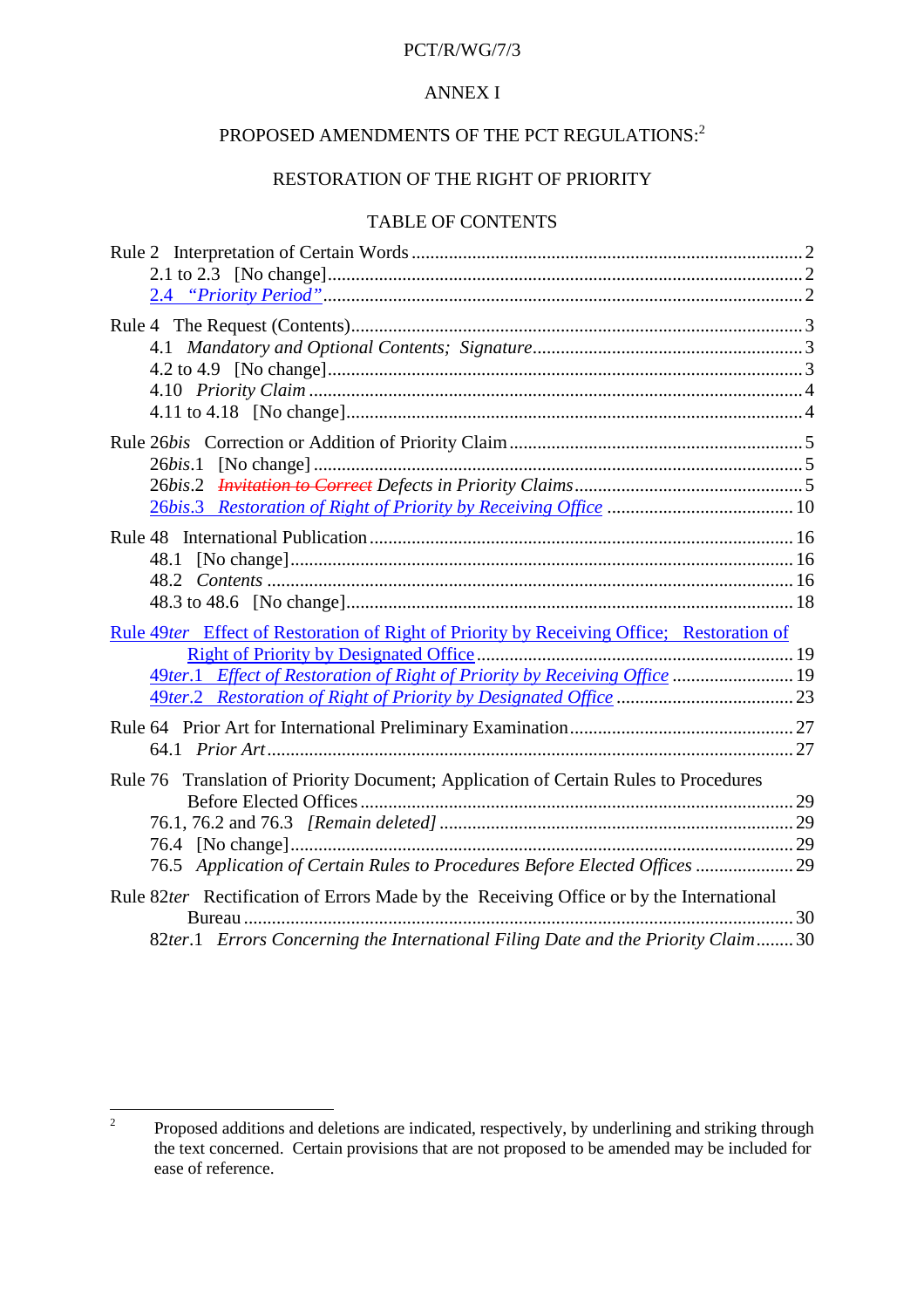ANNEX I

PROPOSED AMENDMENTS OF THE PCT REGULATIONS:[2]

RESTORATION OF THE RIGHT OF PRIORITY

TABLE OF CONTENTS

Rule 2 Interpretation of Certain Words ..... 2
- 2.1 to 2.3 [No change] ..... 2
- <u>2.4 *"Priority Period"*</u> ..... 2

Rule 4 The Request (Contents) ..... 3
- 4.1 *Mandatory and Optional Contents; Signature* ..... 3
- 4.2 to 4.9 [No change] ..... 3
- 4.10 *Priority Claim* ..... 4
- 4.11 to 4.18 [No change] ..... 4

Rule 26*bis* Correction or Addition of Priority Claim ..... 5
- 26*bis*.1 [No change] ..... 5
- 26*bis*.2 ~~*Invitation to Correct*~~ *Defects in Priority Claims* ..... 5
- <u>26*bis*.3 *Restoration of Right of Priority by Receiving Office*</u> ..... 10

Rule 48 International Publication ..... 16
- 48.1 [No change] ..... 16
- 48.2 *Contents* ..... 16
- 48.3 to 48.6 [No change] ..... 18

<u>Rule 49*ter* Effect of Restoration of Right of Priority by Receiving Office; Restoration of Right of Priority by Designated Office</u> ..... 19
- <u>49*ter*.1 *Effect of Restoration of Right of Priority by Receiving Office*</u> ..... 19
- <u>49*ter*.2 *Restoration of Right of Priority by Designated Office*</u> ..... 23

Rule 64 Prior Art for International Preliminary Examination ..... 27
- 64.1 *Prior Art* ..... 27

Rule 76 Translation of Priority Document; Application of Certain Rules to Procedures Before Elected Offices ..... 29
- 76.1, 76.2 and 76.3 *[Remain deleted]* ..... 29
- 76.4 [No change] ..... 29
- 76.5 *Application of Certain Rules to Procedures Before Elected Offices* ..... 29

Rule 82*ter* Rectification of Errors Made by the Receiving Office or by the International Bureau ..... 30
- 82*ter*.1 *Errors Concerning the International Filing Date and the Priority Claim* ..... 30

---

[2] Proposed additions and deletions are indicated, respectively, by underlining and striking through the text concerned. Certain provisions that are not proposed to be amended may be included for ease of reference.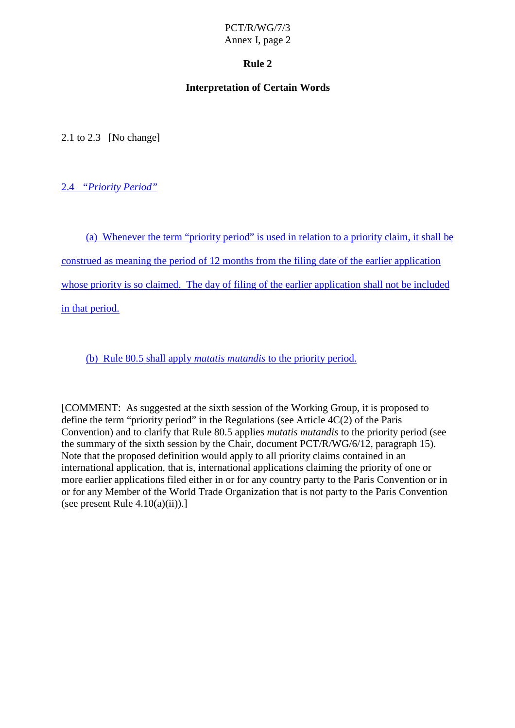## Rule 2

### Interpretation of Certain Words

2.1 to 2.3 [No change]

2.4 *"Priority Period"*

(a) Whenever the term "priority period" is used in relation to a priority claim, it shall be construed as meaning the period of 12 months from the filing date of the earlier application whose priority is so claimed. The day of filing of the earlier application shall not be included in that period.

(b) Rule 80.5 shall apply *mutatis mutandis* to the priority period.

[COMMENT: As suggested at the sixth session of the Working Group, it is proposed to define the term "priority period" in the Regulations (see Article 4C(2) of the Paris Convention) and to clarify that Rule 80.5 applies *mutatis mutandis* to the priority period (see the summary of the sixth session by the Chair, document PCT/R/WG/6/12, paragraph 15). Note that the proposed definition would apply to all priority claims contained in an international application, that is, international applications claiming the priority of one or more earlier applications filed either in or for any country party to the Paris Convention or in or for any Member of the World Trade Organization that is not party to the Paris Convention (see present Rule 4.10(a)(ii)).]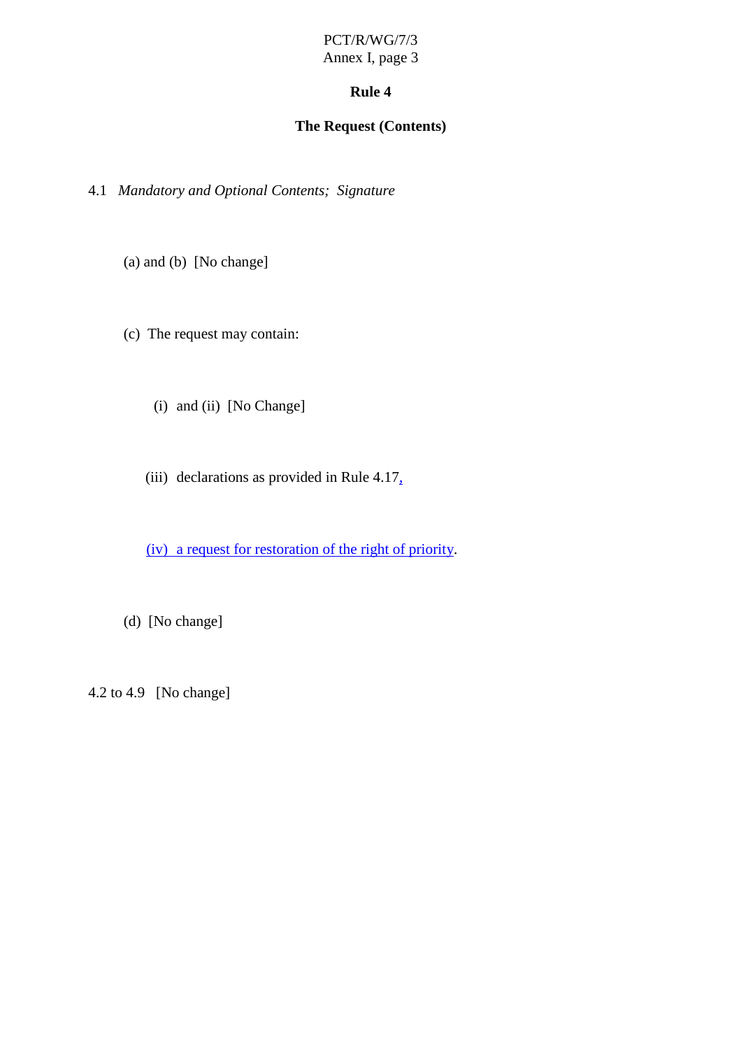# Rule 4

## The Request (Contents)

4.1 *Mandatory and Optional Contents; Signature*

(a) and (b) [No change]

(c) The request may contain:

(i) and (ii) [No Change]

(iii) declarations as provided in Rule 4.17,

(iv) a request for restoration of the right of priority.

(d) [No change]

4.2 to 4.9 [No change]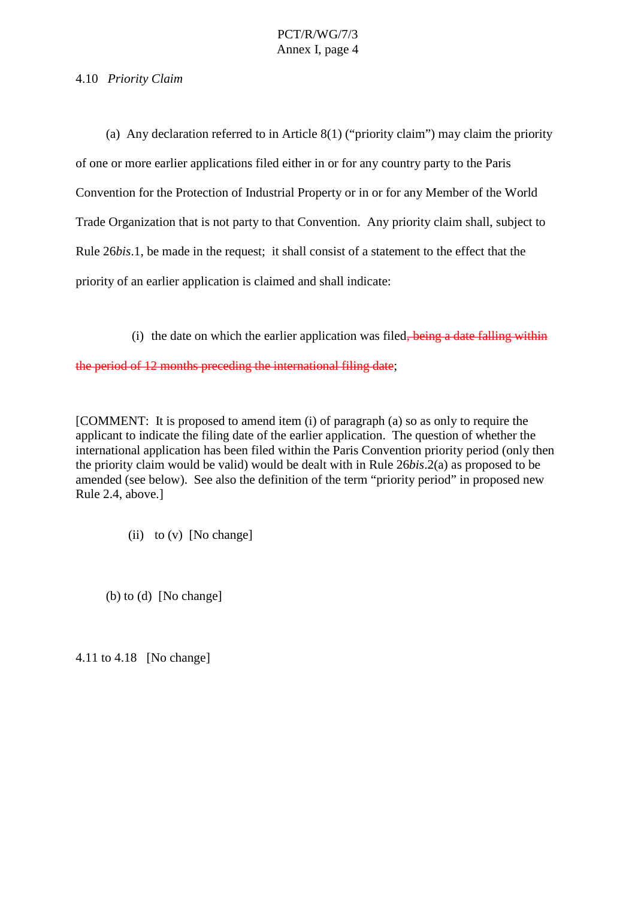4.10 *Priority Claim*

(a) Any declaration referred to in Article 8(1) ("priority claim") may claim the priority of one or more earlier applications filed either in or for any country party to the Paris Convention for the Protection of Industrial Property or in or for any Member of the World Trade Organization that is not party to that Convention. Any priority claim shall, subject to Rule 26*bis*.1, be made in the request; it shall consist of a statement to the effect that the priority of an earlier application is claimed and shall indicate:

(i) the date on which the earlier application was filed~~, being a date falling within the period of 12 months preceding the international filing date~~;

[COMMENT: It is proposed to amend item (i) of paragraph (a) so as only to require the applicant to indicate the filing date of the earlier application. The question of whether the international application has been filed within the Paris Convention priority period (only then the priority claim would be valid) would be dealt with in Rule 26*bis*.2(a) as proposed to be amended (see below). See also the definition of the term "priority period" in proposed new Rule 2.4, above.]

(ii) to (v) [No change]

(b) to (d) [No change]

4.11 to 4.18 [No change]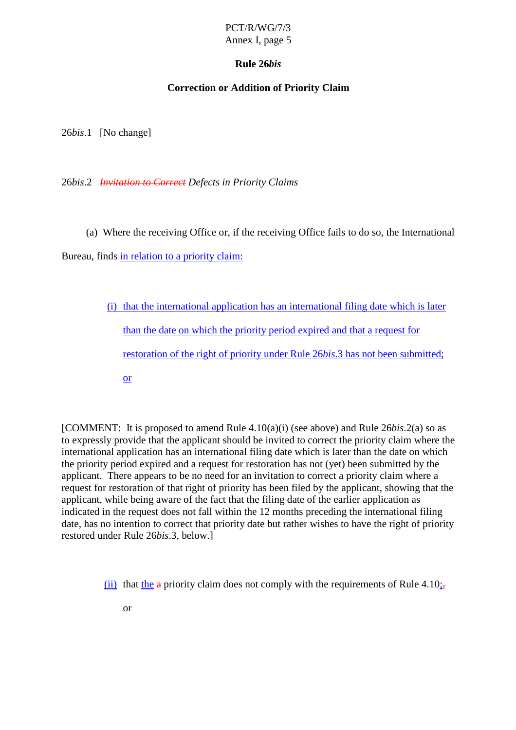**Rule 26*bis***

**Correction or Addition of Priority Claim**

26*bis*.1   [No change]

26*bis*.2   ~~*Invitation to Correct*~~ *Defects in Priority Claims*

(a)  Where the receiving Office or, if the receiving Office fails to do so, the International Bureau, finds <u>in relation to a priority claim:</u>

<u>(i)  that the international application has an international filing date which is later than the date on which the priority period expired and that a request for restoration of the right of priority under Rule 26*bis*.3 has not been submitted; or</u>

[COMMENT:  It is proposed to amend Rule 4.10(a)(i) (see above) and Rule 26*bis*.2(a) so as to expressly provide that the applicant should be invited to correct the priority claim where the international application has an international filing date which is later than the date on which the priority period expired and a request for restoration has not (yet) been submitted by the applicant.  There appears to be no need for an invitation to correct a priority claim where a request for restoration of that right of priority has been filed by the applicant, showing that the applicant, while being aware of the fact that the filing date of the earlier application as indicated in the request does not fall within the 12 months preceding the international filing date, has no intention to correct that priority date but rather wishes to have the right of priority restored under Rule 26*bis*.3, below.]

<u>(ii)</u>  that <u>the</u> ~~a~~ priority claim does not comply with the requirements of Rule 4.10<u>;</u>~~,~~ or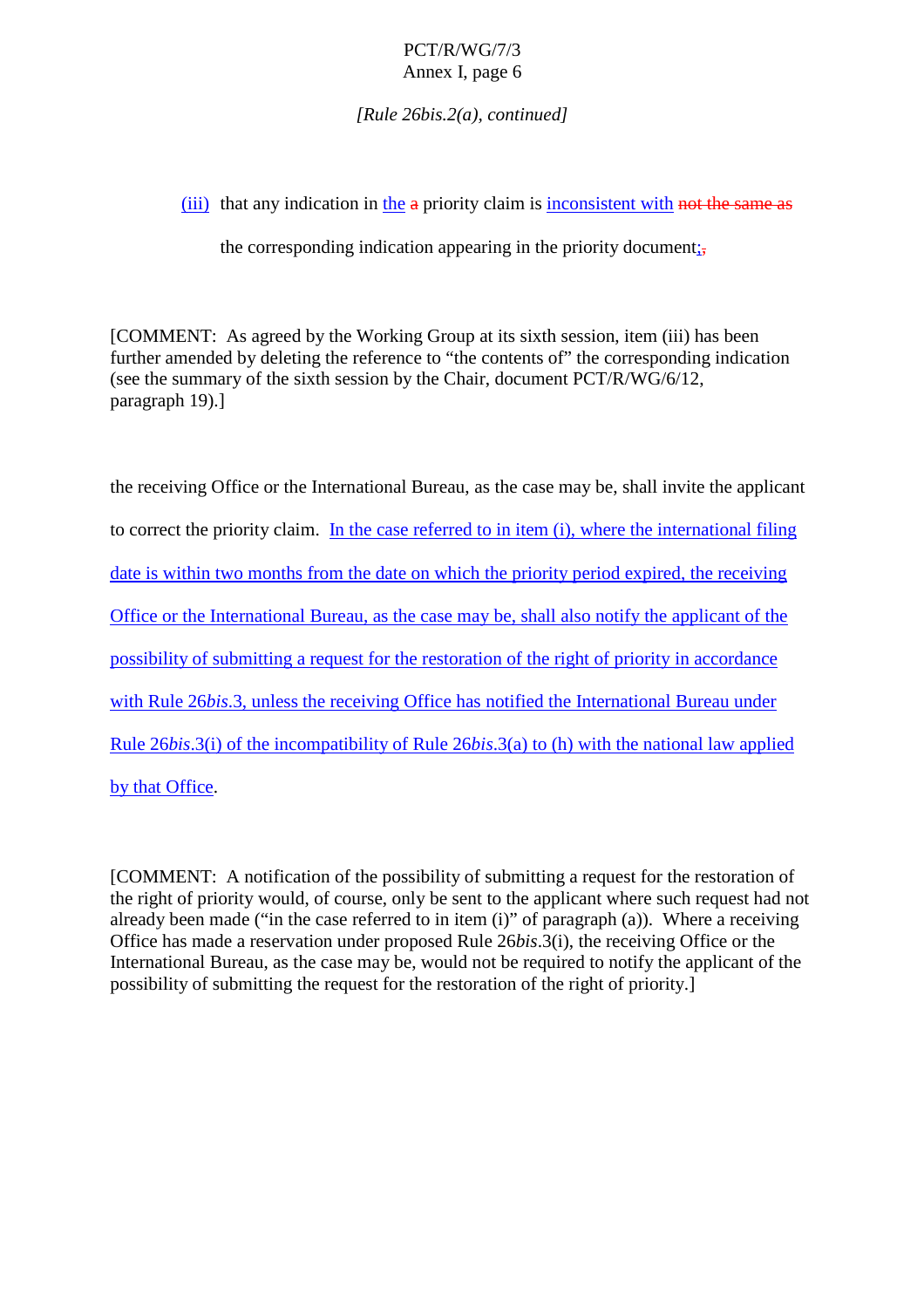*[Rule 26bis.2(a), continued]*

(iii) that any indication in the a priority claim is inconsistent with not the same as the corresponding indication appearing in the priority document;,

[COMMENT: As agreed by the Working Group at its sixth session, item (iii) has been further amended by deleting the reference to "the contents of" the corresponding indication (see the summary of the sixth session by the Chair, document PCT/R/WG/6/12, paragraph 19).]

the receiving Office or the International Bureau, as the case may be, shall invite the applicant to correct the priority claim. In the case referred to in item (i), where the international filing date is within two months from the date on which the priority period expired, the receiving Office or the International Bureau, as the case may be, shall also notify the applicant of the possibility of submitting a request for the restoration of the right of priority in accordance with Rule 26*bis*.3, unless the receiving Office has notified the International Bureau under Rule 26*bis*.3(i) of the incompatibility of Rule 26*bis*.3(a) to (h) with the national law applied by that Office.

[COMMENT: A notification of the possibility of submitting a request for the restoration of the right of priority would, of course, only be sent to the applicant where such request had not already been made ("in the case referred to in item (i)" of paragraph (a)). Where a receiving Office has made a reservation under proposed Rule 26*bis*.3(i), the receiving Office or the International Bureau, as the case may be, would not be required to notify the applicant of the possibility of submitting the request for the restoration of the right of priority.]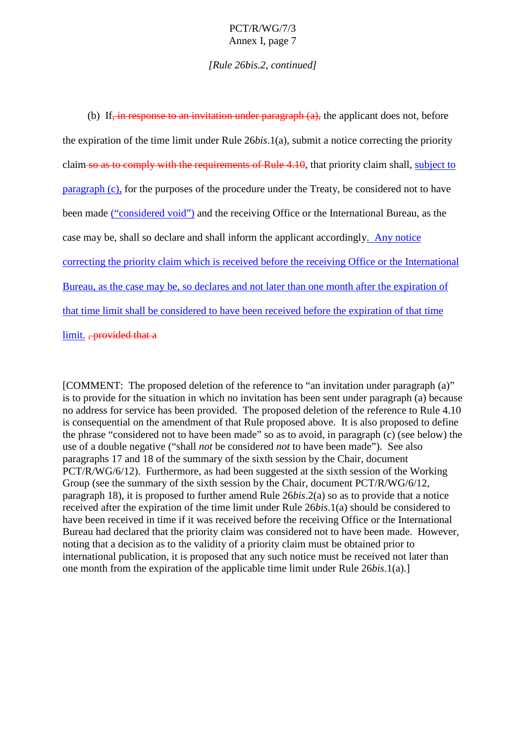*[Rule 26bis.2, continued]*

(b) If~~, in response to an invitation under paragraph (a),~~ the applicant does not, before the expiration of the time limit under Rule 26*bis*.1(a), submit a notice correcting the priority claim ~~so as to comply with the requirements of Rule 4.10~~, that priority claim shall, <u>subject to paragraph (c),</u> for the purposes of the procedure under the Treaty, be considered not to have been made <u>(“considered void”)</u> and the receiving Office or the International Bureau, as the case may be, shall so declare and shall inform the applicant accordingly<u>. Any notice correcting the priority claim which is received before the receiving Office or the International Bureau, as the case may be, so declares and not later than one month after the expiration of that time limit shall be considered to have been received before the expiration of that time limit.</u> ~~, provided that a~~

[COMMENT: The proposed deletion of the reference to “an invitation under paragraph (a)” is to provide for the situation in which no invitation has been sent under paragraph (a) because no address for service has been provided. The proposed deletion of the reference to Rule 4.10 is consequential on the amendment of that Rule proposed above. It is also proposed to define the phrase “considered not to have been made” so as to avoid, in paragraph (c) (see below) the use of a double negative (“shall *not* be considered *not* to have been made”). See also paragraphs 17 and 18 of the summary of the sixth session by the Chair, document PCT/R/WG/6/12). Furthermore, as had been suggested at the sixth session of the Working Group (see the summary of the sixth session by the Chair, document PCT/R/WG/6/12, paragraph 18), it is proposed to further amend Rule 26*bis*.2(a) so as to provide that a notice received after the expiration of the time limit under Rule 26*bis*.1(a) should be considered to have been received in time if it was received before the receiving Office or the International Bureau had declared that the priority claim was considered not to have been made. However, noting that a decision as to the validity of a priority claim must be obtained prior to international publication, it is proposed that any such notice must be received not later than one month from the expiration of the applicable time limit under Rule 26*bis*.1(a).]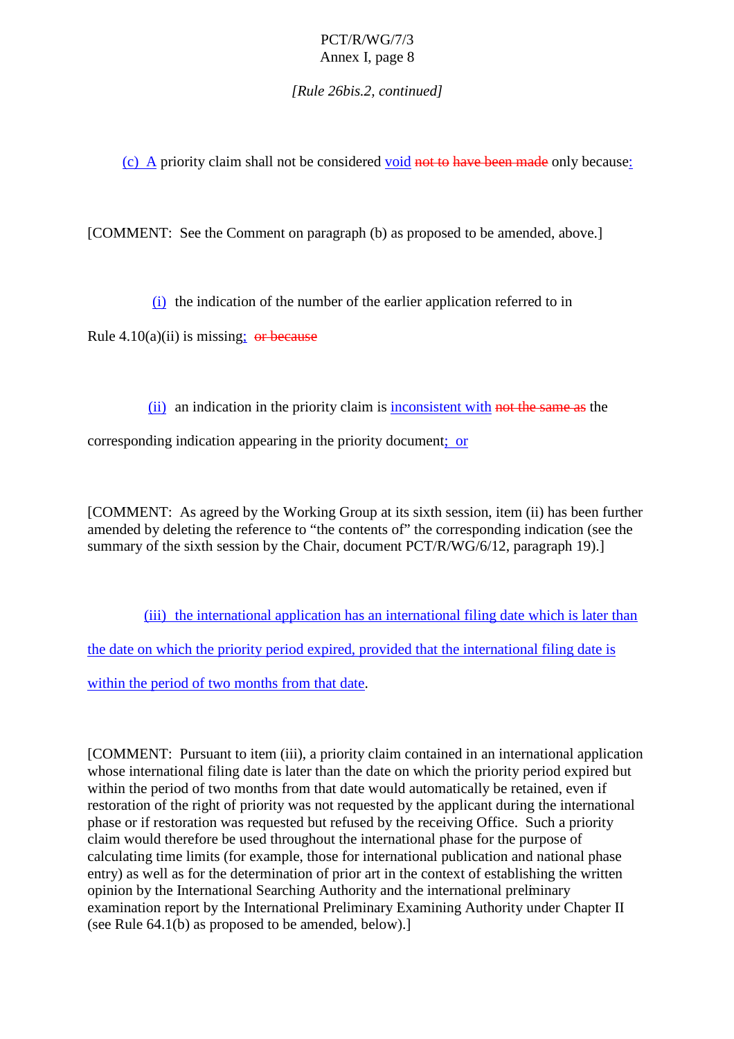*[Rule 26bis.2, continued]*

(c) A priority claim shall not be considered void ~~not to have been made~~ only because:

[COMMENT: See the Comment on paragraph (b) as proposed to be amended, above.]

(i) the indication of the number of the earlier application referred to in Rule 4.10(a)(ii) is missing; ~~or because~~

(ii) an indication in the priority claim is inconsistent with ~~not the same as~~ the corresponding indication appearing in the priority document; or

[COMMENT: As agreed by the Working Group at its sixth session, item (ii) has been further amended by deleting the reference to "the contents of" the corresponding indication (see the summary of the sixth session by the Chair, document PCT/R/WG/6/12, paragraph 19).]

(iii) the international application has an international filing date which is later than the date on which the priority period expired, provided that the international filing date is within the period of two months from that date.

[COMMENT: Pursuant to item (iii), a priority claim contained in an international application whose international filing date is later than the date on which the priority period expired but within the period of two months from that date would automatically be retained, even if restoration of the right of priority was not requested by the applicant during the international phase or if restoration was requested but refused by the receiving Office. Such a priority claim would therefore be used throughout the international phase for the purpose of calculating time limits (for example, those for international publication and national phase entry) as well as for the determination of prior art in the context of establishing the written opinion by the International Searching Authority and the international preliminary examination report by the International Preliminary Examining Authority under Chapter II (see Rule 64.1(b) as proposed to be amended, below).]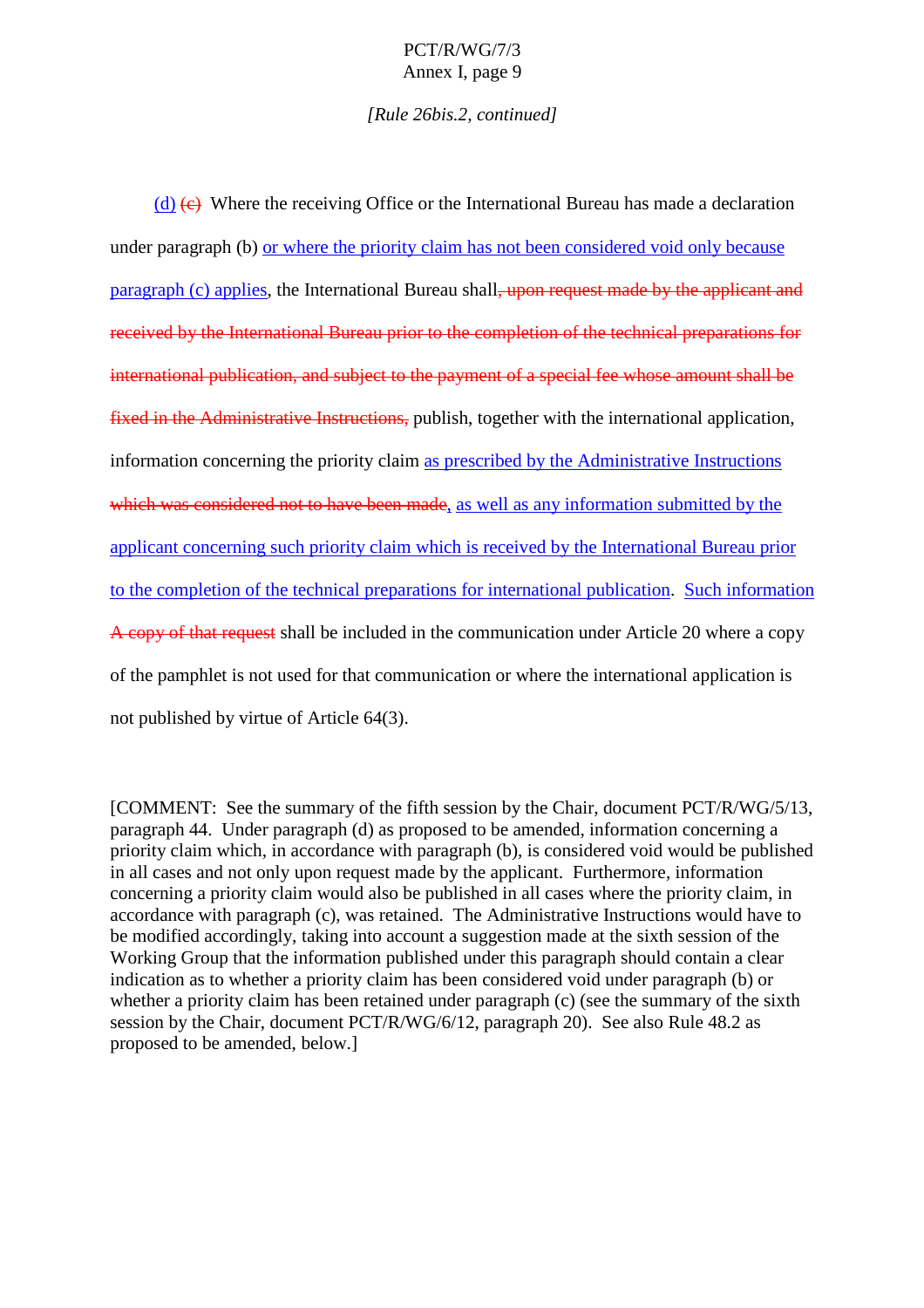*[Rule 26bis.2, continued]*

(d) ~~(c)~~ Where the receiving Office or the International Bureau has made a declaration under paragraph (b) or where the priority claim has not been considered void only because paragraph (c) applies, the International Bureau shall~~, upon request made by the applicant and received by the International Bureau prior to the completion of the technical preparations for international publication, and subject to the payment of a special fee whose amount shall be fixed in the Administrative Instructions,~~ publish, together with the international application, information concerning the priority claim as prescribed by the Administrative Instructions ~~which was considered not to have been made~~, as well as any information submitted by the applicant concerning such priority claim which is received by the International Bureau prior to the completion of the technical preparations for international publication. Such information ~~A copy of that request~~ shall be included in the communication under Article 20 where a copy of the pamphlet is not used for that communication or where the international application is not published by virtue of Article 64(3).

[COMMENT: See the summary of the fifth session by the Chair, document PCT/R/WG/5/13, paragraph 44. Under paragraph (d) as proposed to be amended, information concerning a priority claim which, in accordance with paragraph (b), is considered void would be published in all cases and not only upon request made by the applicant. Furthermore, information concerning a priority claim would also be published in all cases where the priority claim, in accordance with paragraph (c), was retained. The Administrative Instructions would have to be modified accordingly, taking into account a suggestion made at the sixth session of the Working Group that the information published under this paragraph should contain a clear indication as to whether a priority claim has been considered void under paragraph (b) or whether a priority claim has been retained under paragraph (c) (see the summary of the sixth session by the Chair, document PCT/R/WG/6/12, paragraph 20). See also Rule 48.2 as proposed to be amended, below.]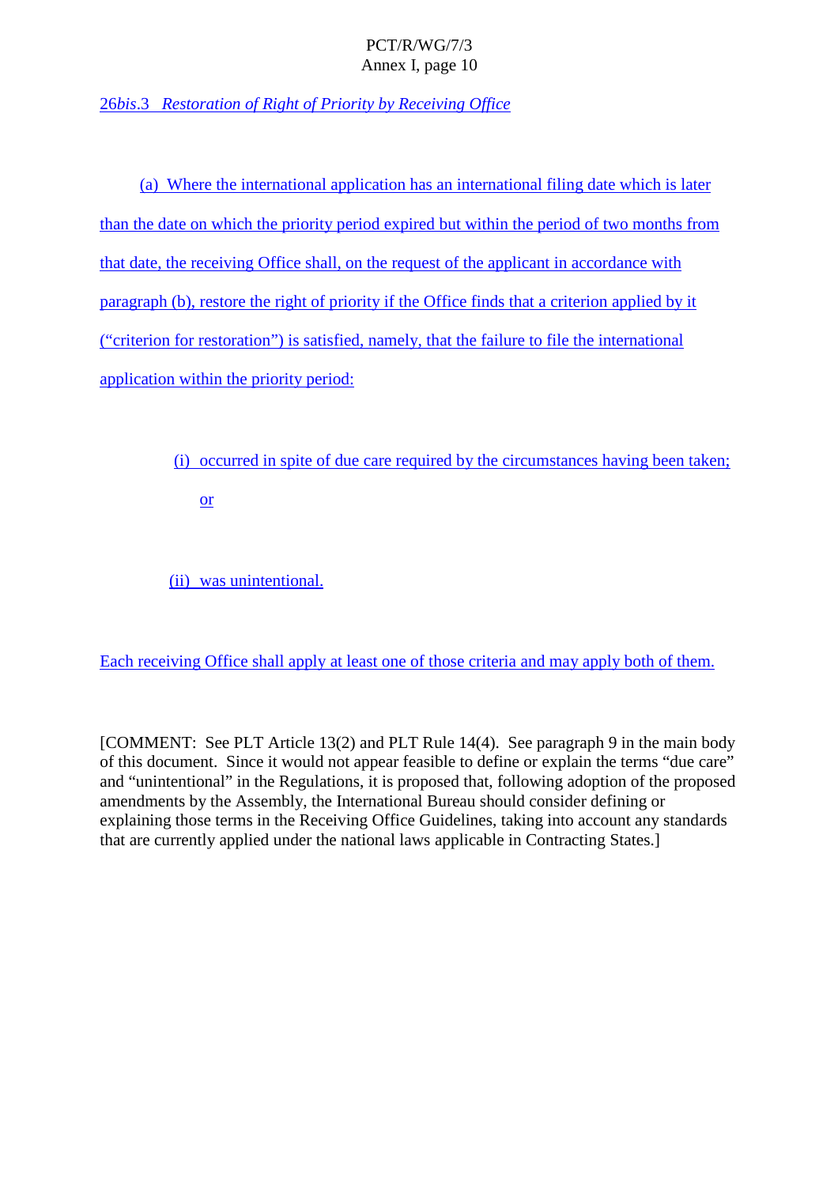*26bis.3 Restoration of Right of Priority by Receiving Office*

(a) Where the international application has an international filing date which is later than the date on which the priority period expired but within the period of two months from that date, the receiving Office shall, on the request of the applicant in accordance with paragraph (b), restore the right of priority if the Office finds that a criterion applied by it (“criterion for restoration”) is satisfied, namely, that the failure to file the international application within the priority period:

(i) occurred in spite of due care required by the circumstances having been taken; or

(ii) was unintentional.

Each receiving Office shall apply at least one of those criteria and may apply both of them.

[COMMENT: See PLT Article 13(2) and PLT Rule 14(4). See paragraph 9 in the main body of this document. Since it would not appear feasible to define or explain the terms “due care” and “unintentional” in the Regulations, it is proposed that, following adoption of the proposed amendments by the Assembly, the International Bureau should consider defining or explaining those terms in the Receiving Office Guidelines, taking into account any standards that are currently applied under the national laws applicable in Contracting States.]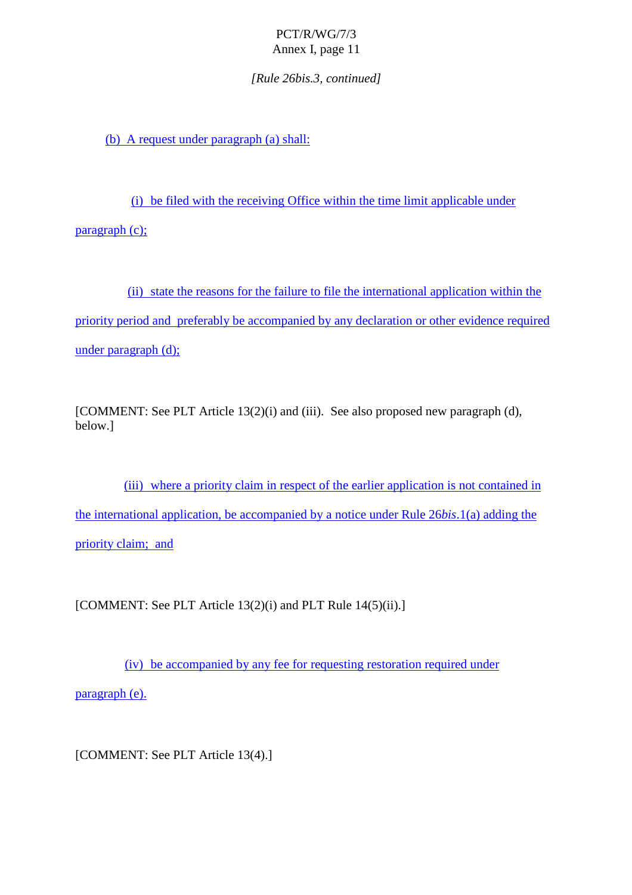*[Rule 26bis.3, continued]*

(b) A request under paragraph (a) shall:

(i) be filed with the receiving Office within the time limit applicable under paragraph (c);

(ii) state the reasons for the failure to file the international application within the priority period and preferably be accompanied by any declaration or other evidence required under paragraph (d);

[COMMENT: See PLT Article 13(2)(i) and (iii). See also proposed new paragraph (d), below.]

(iii) where a priority claim in respect of the earlier application is not contained in the international application, be accompanied by a notice under Rule 26*bis*.1(a) adding the priority claim; and

[COMMENT: See PLT Article 13(2)(i) and PLT Rule 14(5)(ii).]

(iv) be accompanied by any fee for requesting restoration required under paragraph (e).

[COMMENT: See PLT Article 13(4).]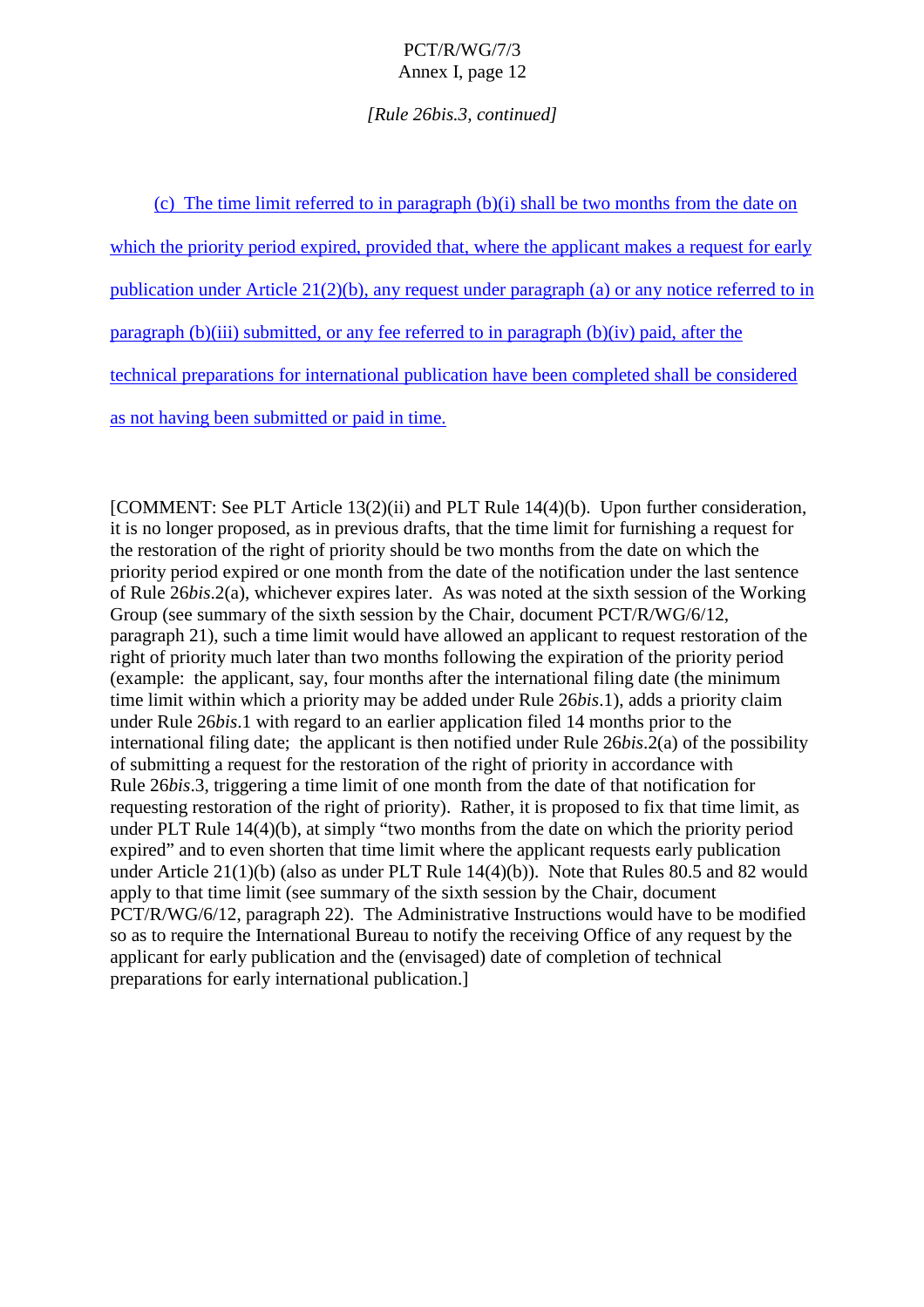*[Rule 26bis.3, continued]*

(c) The time limit referred to in paragraph (b)(i) shall be two months from the date on which the priority period expired, provided that, where the applicant makes a request for early publication under Article 21(2)(b), any request under paragraph (a) or any notice referred to in paragraph (b)(iii) submitted, or any fee referred to in paragraph (b)(iv) paid, after the technical preparations for international publication have been completed shall be considered as not having been submitted or paid in time.

[COMMENT: See PLT Article 13(2)(ii) and PLT Rule 14(4)(b). Upon further consideration, it is no longer proposed, as in previous drafts, that the time limit for furnishing a request for the restoration of the right of priority should be two months from the date on which the priority period expired or one month from the date of the notification under the last sentence of Rule 26*bis*.2(a), whichever expires later. As was noted at the sixth session of the Working Group (see summary of the sixth session by the Chair, document PCT/R/WG/6/12, paragraph 21), such a time limit would have allowed an applicant to request restoration of the right of priority much later than two months following the expiration of the priority period (example: the applicant, say, four months after the international filing date (the minimum time limit within which a priority may be added under Rule 26*bis*.1), adds a priority claim under Rule 26*bis*.1 with regard to an earlier application filed 14 months prior to the international filing date; the applicant is then notified under Rule 26*bis*.2(a) of the possibility of submitting a request for the restoration of the right of priority in accordance with Rule 26*bis*.3, triggering a time limit of one month from the date of that notification for requesting restoration of the right of priority). Rather, it is proposed to fix that time limit, as under PLT Rule 14(4)(b), at simply "two months from the date on which the priority period expired" and to even shorten that time limit where the applicant requests early publication under Article 21(1)(b) (also as under PLT Rule 14(4)(b)). Note that Rules 80.5 and 82 would apply to that time limit (see summary of the sixth session by the Chair, document PCT/R/WG/6/12, paragraph 22). The Administrative Instructions would have to be modified so as to require the International Bureau to notify the receiving Office of any request by the applicant for early publication and the (envisaged) date of completion of technical preparations for early international publication.]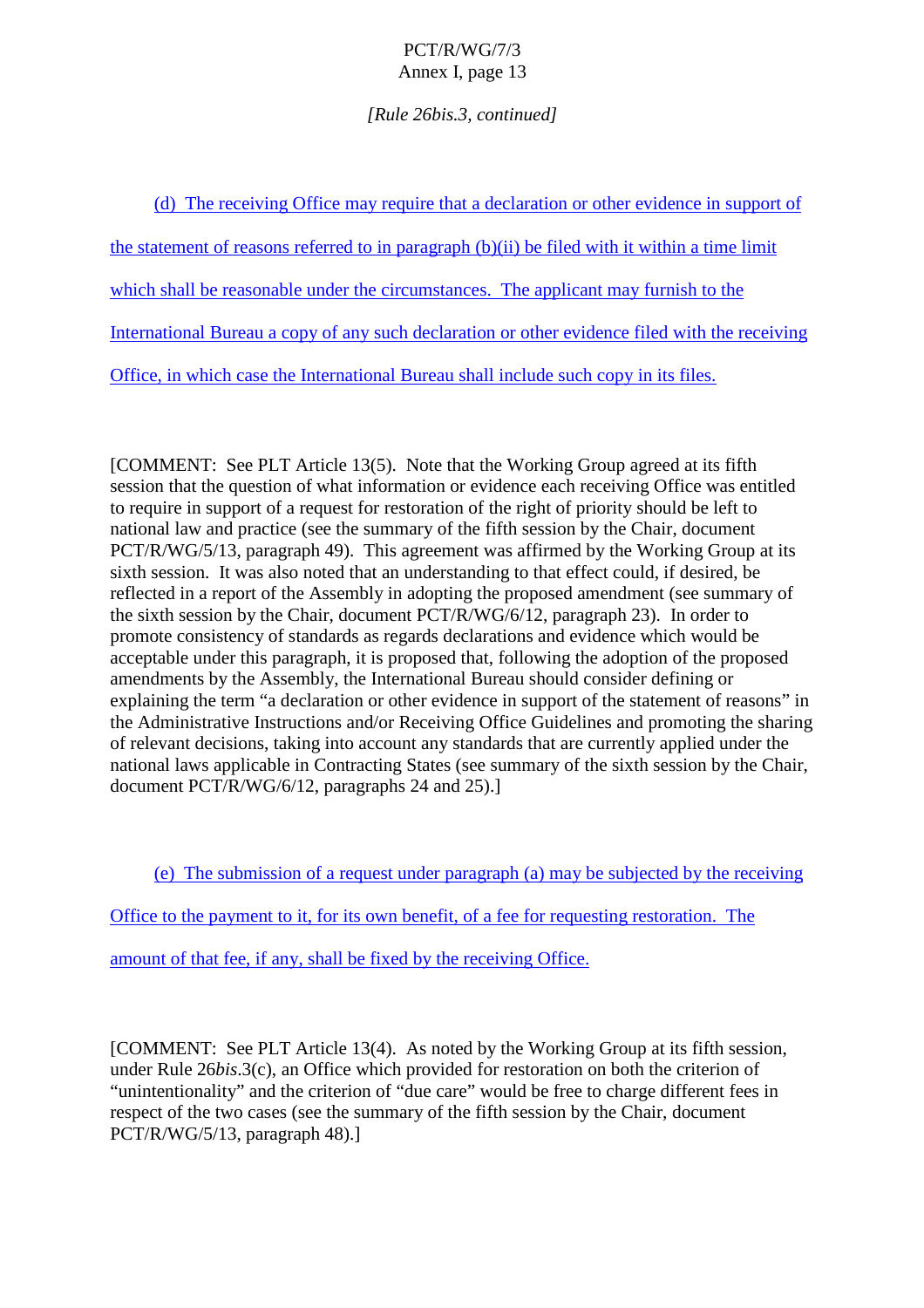*[Rule 26bis.3, continued]*

(d) The receiving Office may require that a declaration or other evidence in support of the statement of reasons referred to in paragraph (b)(ii) be filed with it within a time limit which shall be reasonable under the circumstances. The applicant may furnish to the International Bureau a copy of any such declaration or other evidence filed with the receiving Office, in which case the International Bureau shall include such copy in its files.

[COMMENT: See PLT Article 13(5). Note that the Working Group agreed at its fifth session that the question of what information or evidence each receiving Office was entitled to require in support of a request for restoration of the right of priority should be left to national law and practice (see the summary of the fifth session by the Chair, document PCT/R/WG/5/13, paragraph 49). This agreement was affirmed by the Working Group at its sixth session. It was also noted that an understanding to that effect could, if desired, be reflected in a report of the Assembly in adopting the proposed amendment (see summary of the sixth session by the Chair, document PCT/R/WG/6/12, paragraph 23). In order to promote consistency of standards as regards declarations and evidence which would be acceptable under this paragraph, it is proposed that, following the adoption of the proposed amendments by the Assembly, the International Bureau should consider defining or explaining the term "a declaration or other evidence in support of the statement of reasons" in the Administrative Instructions and/or Receiving Office Guidelines and promoting the sharing of relevant decisions, taking into account any standards that are currently applied under the national laws applicable in Contracting States (see summary of the sixth session by the Chair, document PCT/R/WG/6/12, paragraphs 24 and 25).]

(e) The submission of a request under paragraph (a) may be subjected by the receiving Office to the payment to it, for its own benefit, of a fee for requesting restoration. The amount of that fee, if any, shall be fixed by the receiving Office.

[COMMENT: See PLT Article 13(4). As noted by the Working Group at its fifth session, under Rule 26*bis*.3(c), an Office which provided for restoration on both the criterion of "unintentionality" and the criterion of "due care" would be free to charge different fees in respect of the two cases (see the summary of the fifth session by the Chair, document PCT/R/WG/5/13, paragraph 48).]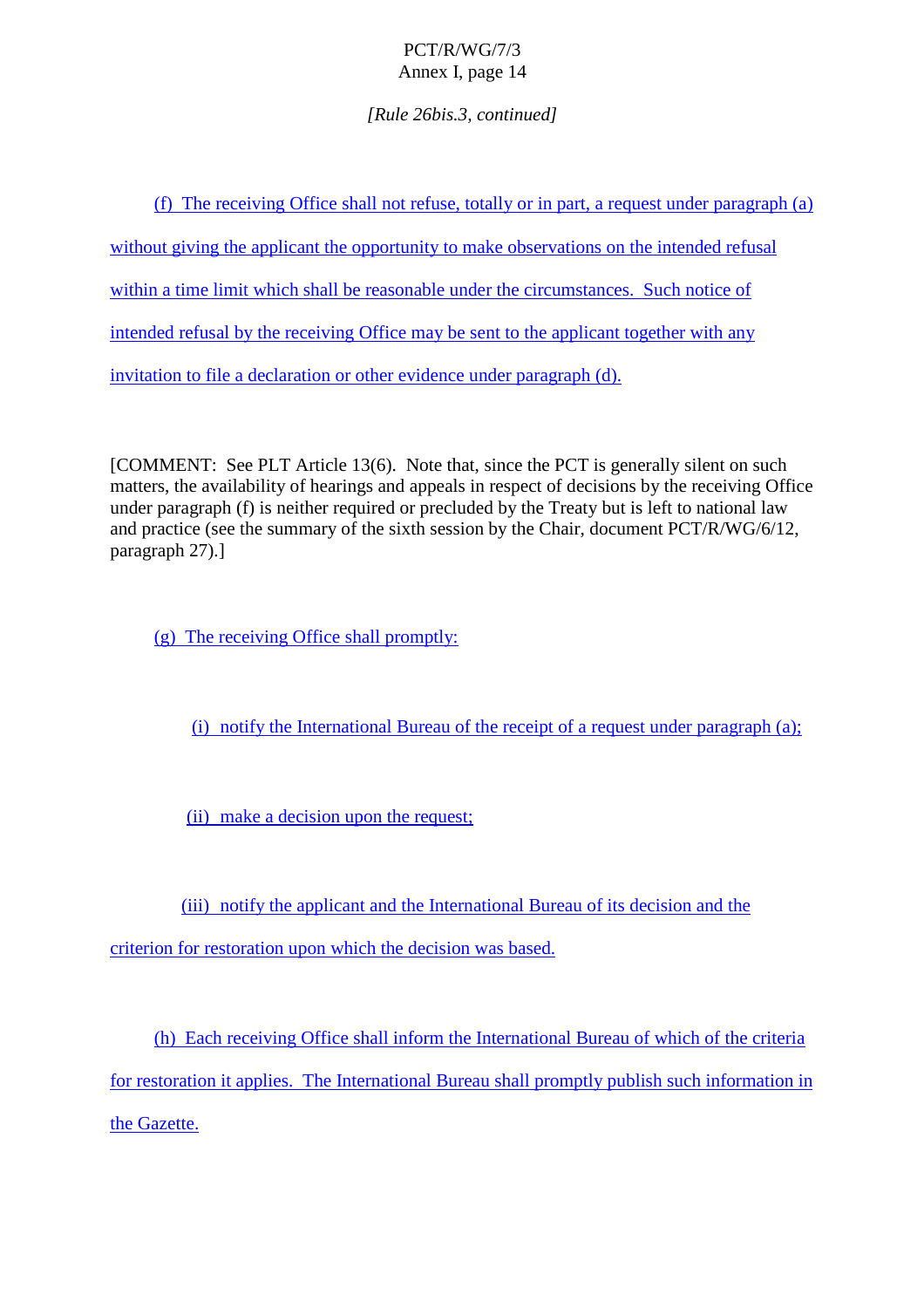*[Rule 26bis.3, continued]*

(f) The receiving Office shall not refuse, totally or in part, a request under paragraph (a) without giving the applicant the opportunity to make observations on the intended refusal within a time limit which shall be reasonable under the circumstances. Such notice of intended refusal by the receiving Office may be sent to the applicant together with any invitation to file a declaration or other evidence under paragraph (d).

[COMMENT: See PLT Article 13(6). Note that, since the PCT is generally silent on such matters, the availability of hearings and appeals in respect of decisions by the receiving Office under paragraph (f) is neither required or precluded by the Treaty but is left to national law and practice (see the summary of the sixth session by the Chair, document PCT/R/WG/6/12, paragraph 27).]

(g) The receiving Office shall promptly:

(i) notify the International Bureau of the receipt of a request under paragraph (a);

(ii) make a decision upon the request;

(iii) notify the applicant and the International Bureau of its decision and the criterion for restoration upon which the decision was based.

(h) Each receiving Office shall inform the International Bureau of which of the criteria for restoration it applies. The International Bureau shall promptly publish such information in the Gazette.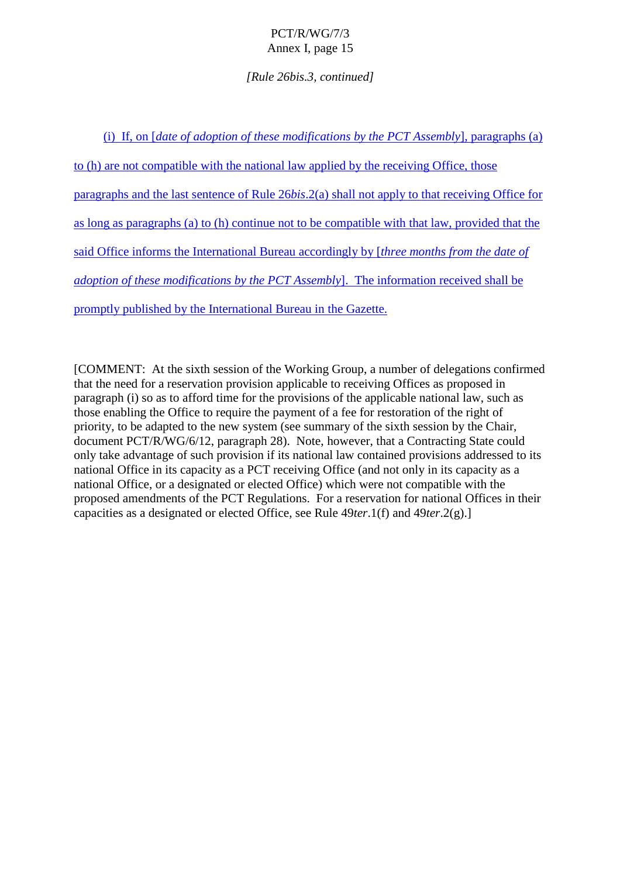*[Rule 26bis.3, continued]*

(i) If, on [*date of adoption of these modifications by the PCT Assembly*], paragraphs (a) to (h) are not compatible with the national law applied by the receiving Office, those paragraphs and the last sentence of Rule 26*bis*.2(a) shall not apply to that receiving Office for as long as paragraphs (a) to (h) continue not to be compatible with that law, provided that the said Office informs the International Bureau accordingly by [*three months from the date of adoption of these modifications by the PCT Assembly*]. The information received shall be promptly published by the International Bureau in the Gazette.

[COMMENT: At the sixth session of the Working Group, a number of delegations confirmed that the need for a reservation provision applicable to receiving Offices as proposed in paragraph (i) so as to afford time for the provisions of the applicable national law, such as those enabling the Office to require the payment of a fee for restoration of the right of priority, to be adapted to the new system (see summary of the sixth session by the Chair, document PCT/R/WG/6/12, paragraph 28). Note, however, that a Contracting State could only take advantage of such provision if its national law contained provisions addressed to its national Office in its capacity as a PCT receiving Office (and not only in its capacity as a national Office, or a designated or elected Office) which were not compatible with the proposed amendments of the PCT Regulations. For a reservation for national Offices in their capacities as a designated or elected Office, see Rule 49*ter*.1(f) and 49*ter*.2(g).]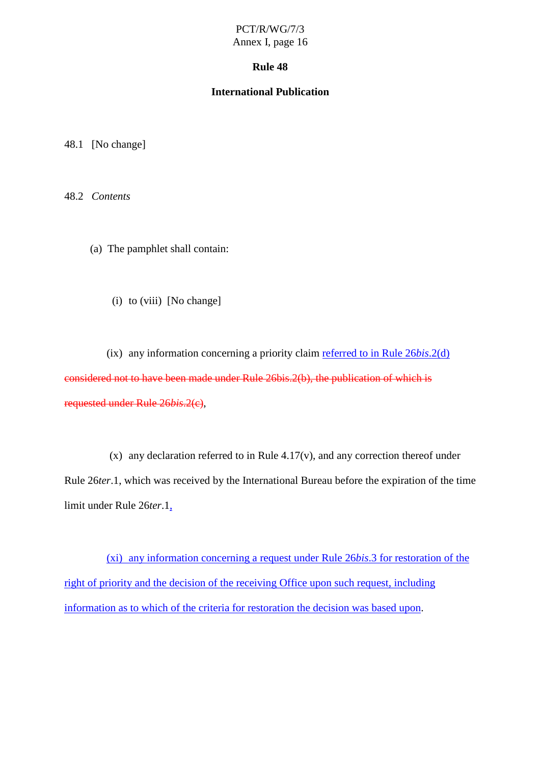## Rule 48

## International Publication

48.1 [No change]

48.2 *Contents*

(a) The pamphlet shall contain:

(i) to (viii) [No change]

(ix) any information concerning a priority claim <u>referred to in Rule 26*bis*.2(d)</u> ~~considered not to have been made under Rule 26bis.2(b), the publication of which is requested under Rule 26*bis*.2(c)~~,

(x) any declaration referred to in Rule 4.17(v), and any correction thereof under Rule 26*ter*.1, which was received by the International Bureau before the expiration of the time limit under Rule 26*ter*.1<u>,</u>

<u>(xi) any information concerning a request under Rule 26*bis*.3 for restoration of the right of priority and the decision of the receiving Office upon such request, including information as to which of the criteria for restoration the decision was based upon</u>.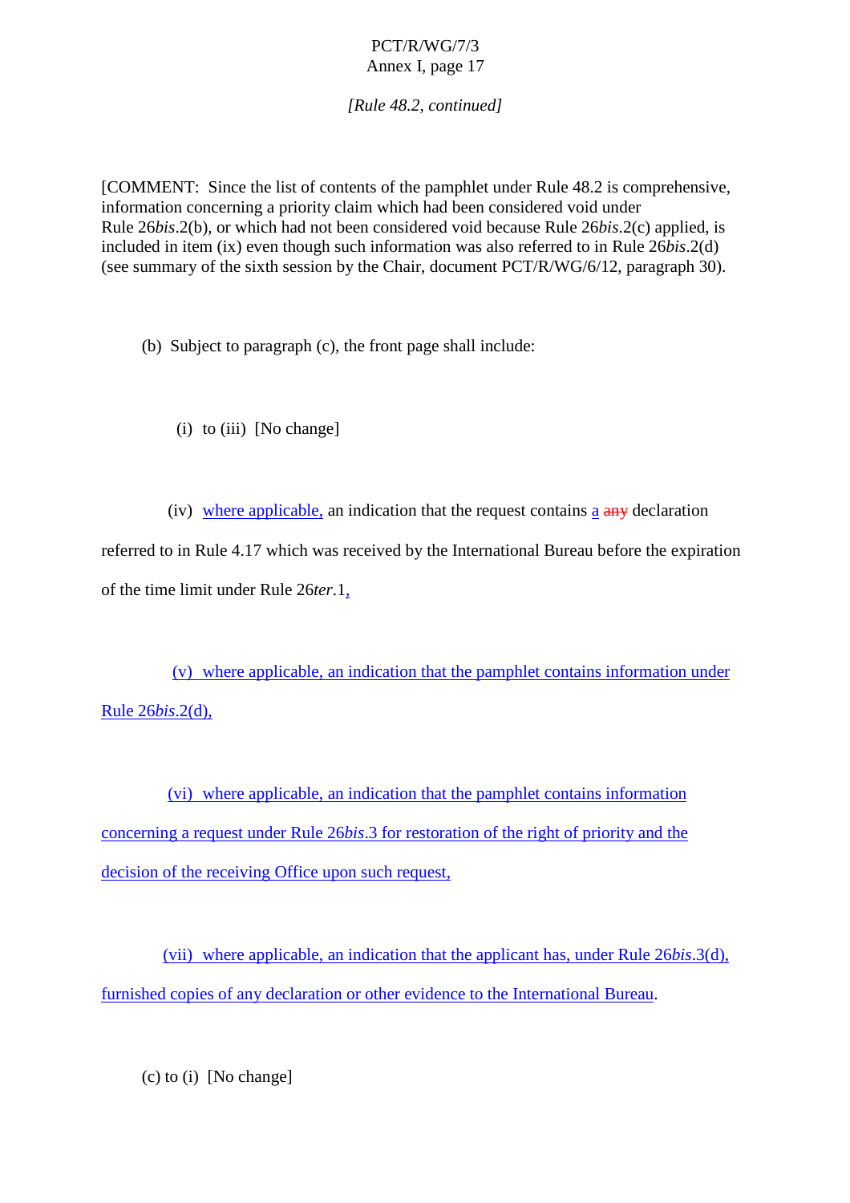*[Rule 48.2, continued]*

[COMMENT: Since the list of contents of the pamphlet under Rule 48.2 is comprehensive, information concerning a priority claim which had been considered void under Rule 26*bis*.2(b), or which had not been considered void because Rule 26*bis*.2(c) applied, is included in item (ix) even though such information was also referred to in Rule 26*bis*.2(d) (see summary of the sixth session by the Chair, document PCT/R/WG/6/12, paragraph 30).

(b) Subject to paragraph (c), the front page shall include:

(i) to (iii) [No change]

(iv) where applicable, an indication that the request contains a ~~any~~ declaration referred to in Rule 4.17 which was received by the International Bureau before the expiration of the time limit under Rule 26*ter*.1,

(v) where applicable, an indication that the pamphlet contains information under Rule 26*bis*.2(d),

(vi) where applicable, an indication that the pamphlet contains information concerning a request under Rule 26*bis*.3 for restoration of the right of priority and the decision of the receiving Office upon such request,

(vii) where applicable, an indication that the applicant has, under Rule 26*bis*.3(d), furnished copies of any declaration or other evidence to the International Bureau.

(c) to (i) [No change]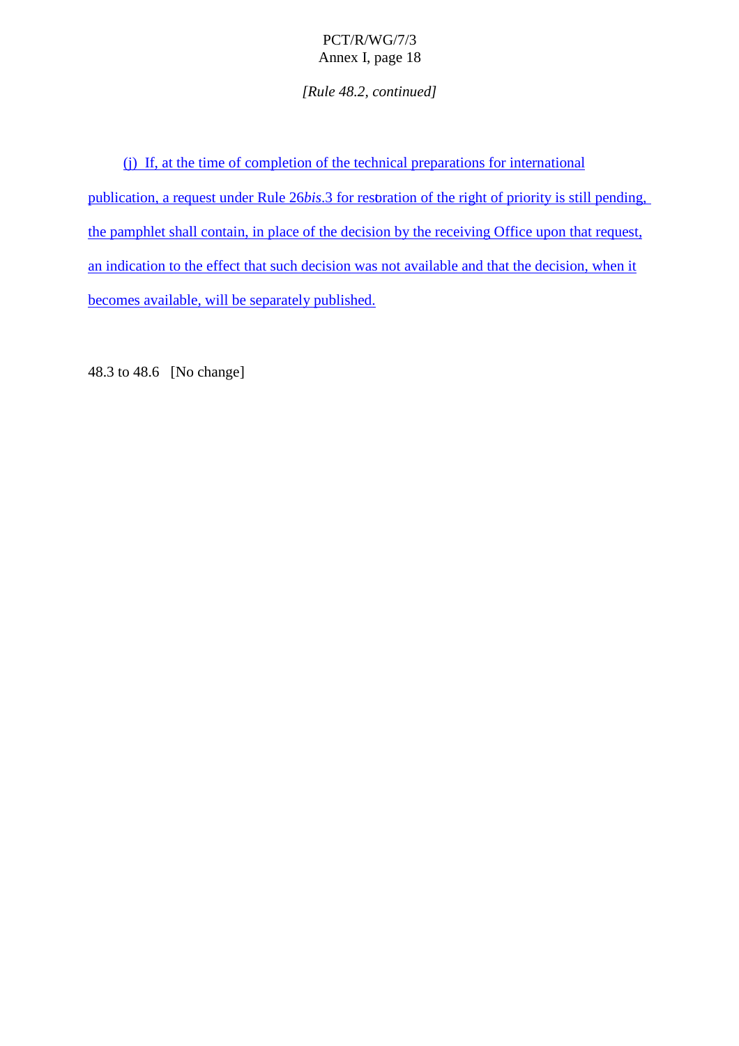*[Rule 48.2, continued]*

(j) If, at the time of completion of the technical preparations for international publication, a request under Rule 26*bis*.3 for restoration of the right of priority is still pending, the pamphlet shall contain, in place of the decision by the receiving Office upon that request, an indication to the effect that such decision was not available and that the decision, when it becomes available, will be separately published.

48.3 to 48.6 [No change]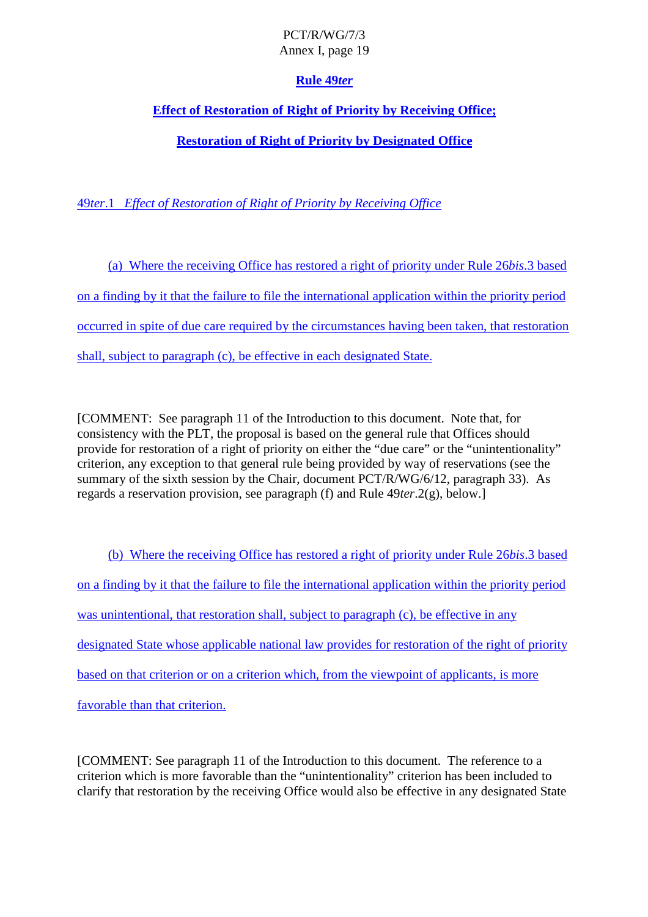## Rule 49*ter*

## Effect of Restoration of Right of Priority by Receiving Office;

## Restoration of Right of Priority by Designated Office

49*ter*.1 *Effect of Restoration of Right of Priority by Receiving Office*

(a) Where the receiving Office has restored a right of priority under Rule 26*bis*.3 based on a finding by it that the failure to file the international application within the priority period occurred in spite of due care required by the circumstances having been taken, that restoration shall, subject to paragraph (c), be effective in each designated State.

[COMMENT: See paragraph 11 of the Introduction to this document. Note that, for consistency with the PLT, the proposal is based on the general rule that Offices should provide for restoration of a right of priority on either the "due care" or the "unintentionality" criterion, any exception to that general rule being provided by way of reservations (see the summary of the sixth session by the Chair, document PCT/R/WG/6/12, paragraph 33). As regards a reservation provision, see paragraph (f) and Rule 49*ter*.2(g), below.]

(b) Where the receiving Office has restored a right of priority under Rule 26*bis*.3 based on a finding by it that the failure to file the international application within the priority period was unintentional, that restoration shall, subject to paragraph (c), be effective in any designated State whose applicable national law provides for restoration of the right of priority based on that criterion or on a criterion which, from the viewpoint of applicants, is more favorable than that criterion.

[COMMENT: See paragraph 11 of the Introduction to this document. The reference to a criterion which is more favorable than the "unintentionality" criterion has been included to clarify that restoration by the receiving Office would also be effective in any designated State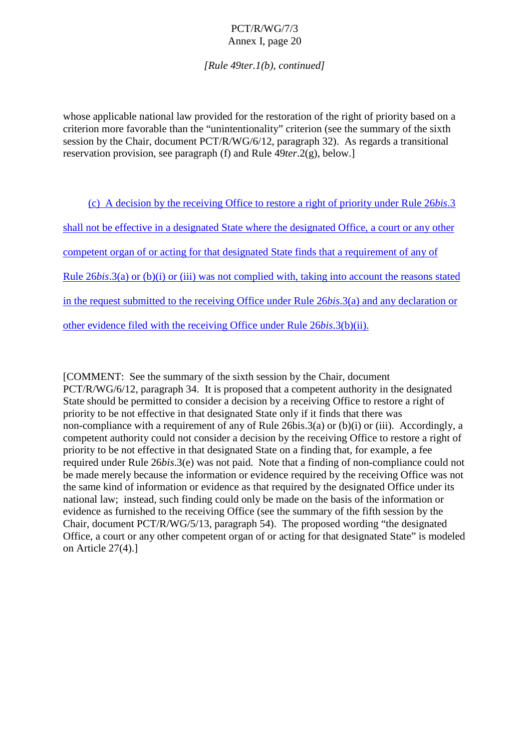*[Rule 49ter.1(b), continued]*

whose applicable national law provided for the restoration of the right of priority based on a criterion more favorable than the "unintentionality" criterion (see the summary of the sixth session by the Chair, document PCT/R/WG/6/12, paragraph 32). As regards a transitional reservation provision, see paragraph (f) and Rule 49*ter*.2(g), below.]

(c) A decision by the receiving Office to restore a right of priority under Rule 26*bis*.3 shall not be effective in a designated State where the designated Office, a court or any other competent organ of or acting for that designated State finds that a requirement of any of Rule 26*bis*.3(a) or (b)(i) or (iii) was not complied with, taking into account the reasons stated in the request submitted to the receiving Office under Rule 26*bis*.3(a) and any declaration or other evidence filed with the receiving Office under Rule 26*bis*.3(b)(ii).

[COMMENT: See the summary of the sixth session by the Chair, document PCT/R/WG/6/12, paragraph 34. It is proposed that a competent authority in the designated State should be permitted to consider a decision by a receiving Office to restore a right of priority to be not effective in that designated State only if it finds that there was non-compliance with a requirement of any of Rule 26bis.3(a) or (b)(i) or (iii). Accordingly, a competent authority could not consider a decision by the receiving Office to restore a right of priority to be not effective in that designated State on a finding that, for example, a fee required under Rule 26*bis*.3(e) was not paid. Note that a finding of non-compliance could not be made merely because the information or evidence required by the receiving Office was not the same kind of information or evidence as that required by the designated Office under its national law; instead, such finding could only be made on the basis of the information or evidence as furnished to the receiving Office (see the summary of the fifth session by the Chair, document PCT/R/WG/5/13, paragraph 54). The proposed wording "the designated Office, a court or any other competent organ of or acting for that designated State" is modeled on Article 27(4).]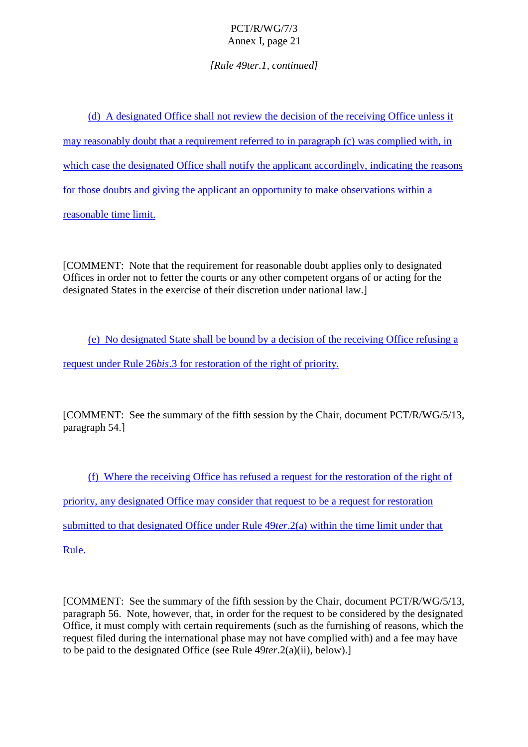*[Rule 49ter.1, continued]*

(d) A designated Office shall not review the decision of the receiving Office unless it may reasonably doubt that a requirement referred to in paragraph (c) was complied with, in which case the designated Office shall notify the applicant accordingly, indicating the reasons for those doubts and giving the applicant an opportunity to make observations within a reasonable time limit.

[COMMENT: Note that the requirement for reasonable doubt applies only to designated Offices in order not to fetter the courts or any other competent organs of or acting for the designated States in the exercise of their discretion under national law.]

(e) No designated State shall be bound by a decision of the receiving Office refusing a request under Rule 26*bis*.3 for restoration of the right of priority.

[COMMENT: See the summary of the fifth session by the Chair, document PCT/R/WG/5/13, paragraph 54.]

(f) Where the receiving Office has refused a request for the restoration of the right of priority, any designated Office may consider that request to be a request for restoration submitted to that designated Office under Rule 49*ter*.2(a) within the time limit under that Rule.

[COMMENT: See the summary of the fifth session by the Chair, document PCT/R/WG/5/13, paragraph 56. Note, however, that, in order for the request to be considered by the designated Office, it must comply with certain requirements (such as the furnishing of reasons, which the request filed during the international phase may not have complied with) and a fee may have to be paid to the designated Office (see Rule 49*ter*.2(a)(ii), below).]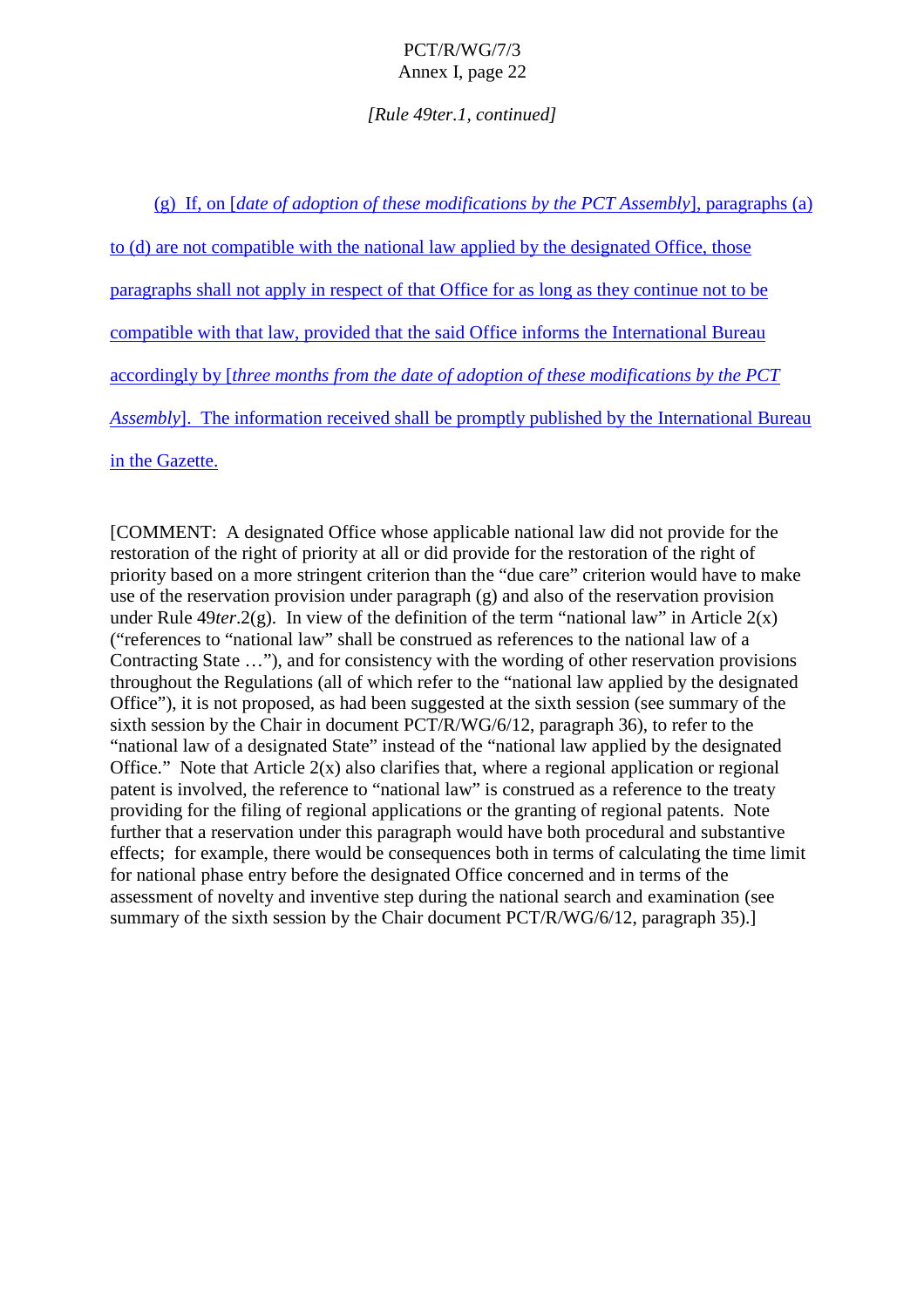*[Rule 49ter.1, continued]*

(g) If, on [*date of adoption of these modifications by the PCT Assembly*], paragraphs (a) to (d) are not compatible with the national law applied by the designated Office, those paragraphs shall not apply in respect of that Office for as long as they continue not to be compatible with that law, provided that the said Office informs the International Bureau accordingly by [*three months from the date of adoption of these modifications by the PCT Assembly*]. The information received shall be promptly published by the International Bureau in the Gazette.

[COMMENT: A designated Office whose applicable national law did not provide for the restoration of the right of priority at all or did provide for the restoration of the right of priority based on a more stringent criterion than the "due care" criterion would have to make use of the reservation provision under paragraph (g) and also of the reservation provision under Rule 49*ter*.2(g). In view of the definition of the term "national law" in Article 2(x) ("references to "national law" shall be construed as references to the national law of a Contracting State …"), and for consistency with the wording of other reservation provisions throughout the Regulations (all of which refer to the "national law applied by the designated Office"), it is not proposed, as had been suggested at the sixth session (see summary of the sixth session by the Chair in document PCT/R/WG/6/12, paragraph 36), to refer to the "national law of a designated State" instead of the "national law applied by the designated Office." Note that Article 2(x) also clarifies that, where a regional application or regional patent is involved, the reference to "national law" is construed as a reference to the treaty providing for the filing of regional applications or the granting of regional patents. Note further that a reservation under this paragraph would have both procedural and substantive effects; for example, there would be consequences both in terms of calculating the time limit for national phase entry before the designated Office concerned and in terms of the assessment of novelty and inventive step during the national search and examination (see summary of the sixth session by the Chair document PCT/R/WG/6/12, paragraph 35).]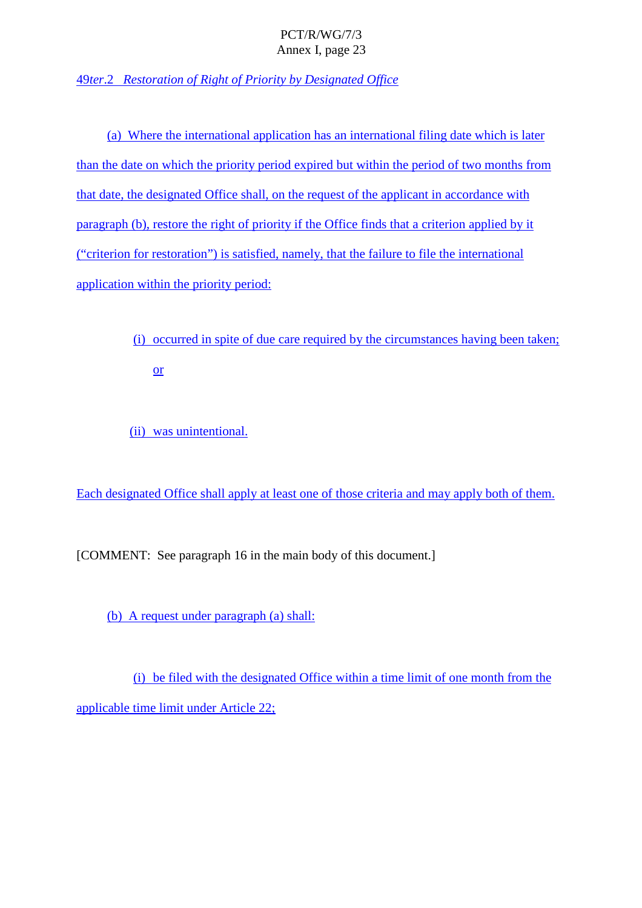*49ter.2 Restoration of Right of Priority by Designated Office*

(a) Where the international application has an international filing date which is later than the date on which the priority period expired but within the period of two months from that date, the designated Office shall, on the request of the applicant in accordance with paragraph (b), restore the right of priority if the Office finds that a criterion applied by it ("criterion for restoration") is satisfied, namely, that the failure to file the international application within the priority period:

(i) occurred in spite of due care required by the circumstances having been taken; or

(ii) was unintentional.

Each designated Office shall apply at least one of those criteria and may apply both of them.

[COMMENT: See paragraph 16 in the main body of this document.]

(b) A request under paragraph (a) shall:

(i) be filed with the designated Office within a time limit of one month from the applicable time limit under Article 22;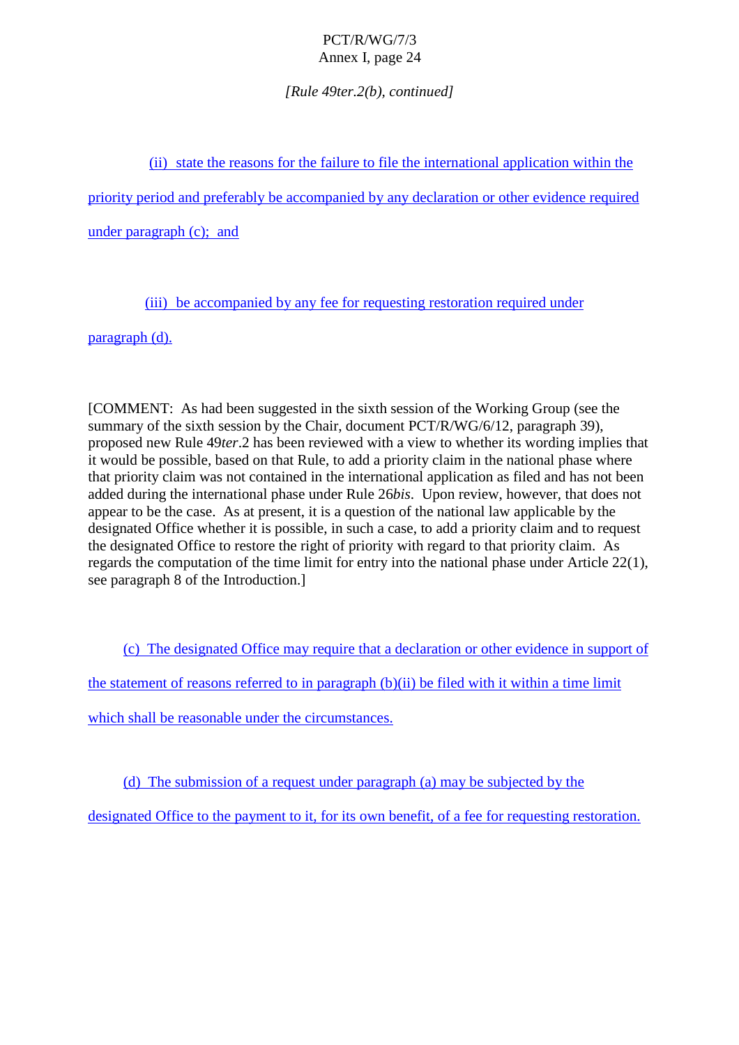*[Rule 49ter.2(b), continued]*

(ii) state the reasons for the failure to file the international application within the priority period and preferably be accompanied by any declaration or other evidence required under paragraph (c); and

(iii) be accompanied by any fee for requesting restoration required under paragraph (d).

[COMMENT: As had been suggested in the sixth session of the Working Group (see the summary of the sixth session by the Chair, document PCT/R/WG/6/12, paragraph 39), proposed new Rule 49*ter*.2 has been reviewed with a view to whether its wording implies that it would be possible, based on that Rule, to add a priority claim in the national phase where that priority claim was not contained in the international application as filed and has not been added during the international phase under Rule 26*bis*. Upon review, however, that does not appear to be the case. As at present, it is a question of the national law applicable by the designated Office whether it is possible, in such a case, to add a priority claim and to request the designated Office to restore the right of priority with regard to that priority claim. As regards the computation of the time limit for entry into the national phase under Article 22(1), see paragraph 8 of the Introduction.]

(c) The designated Office may require that a declaration or other evidence in support of the statement of reasons referred to in paragraph (b)(ii) be filed with it within a time limit which shall be reasonable under the circumstances.

(d) The submission of a request under paragraph (a) may be subjected by the designated Office to the payment to it, for its own benefit, of a fee for requesting restoration.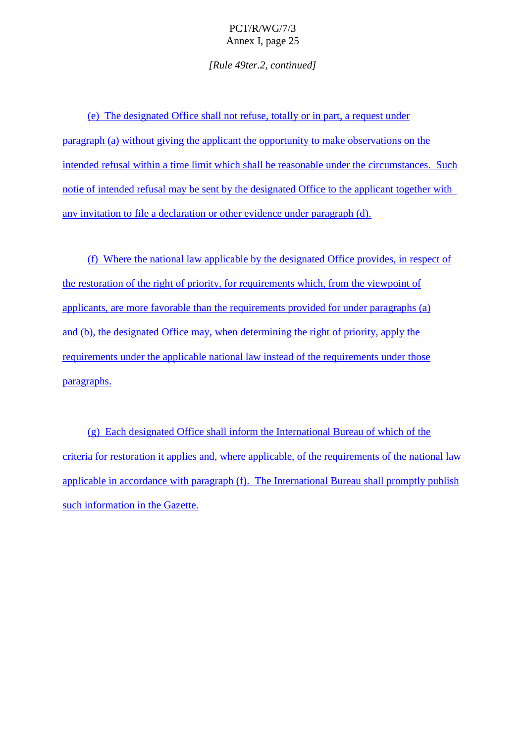[Rule 49ter.2, continued]

(e) The designated Office shall not refuse, totally or in part, a request under paragraph (a) without giving the applicant the opportunity to make observations on the intended refusal within a time limit which shall be reasonable under the circumstances. Such notie of intended refusal may be sent by the designated Office to the applicant together with any invitation to file a declaration or other evidence under paragraph (d).

(f) Where the national law applicable by the designated Office provides, in respect of the restoration of the right of priority, for requirements which, from the viewpoint of applicants, are more favorable than the requirements provided for under paragraphs (a) and (b), the designated Office may, when determining the right of priority, apply the requirements under the applicable national law instead of the requirements under those paragraphs.

(g) Each designated Office shall inform the International Bureau of which of the criteria for restoration it applies and, where applicable, of the requirements of the national law applicable in accordance with paragraph (f). The International Bureau shall promptly publish such information in the Gazette.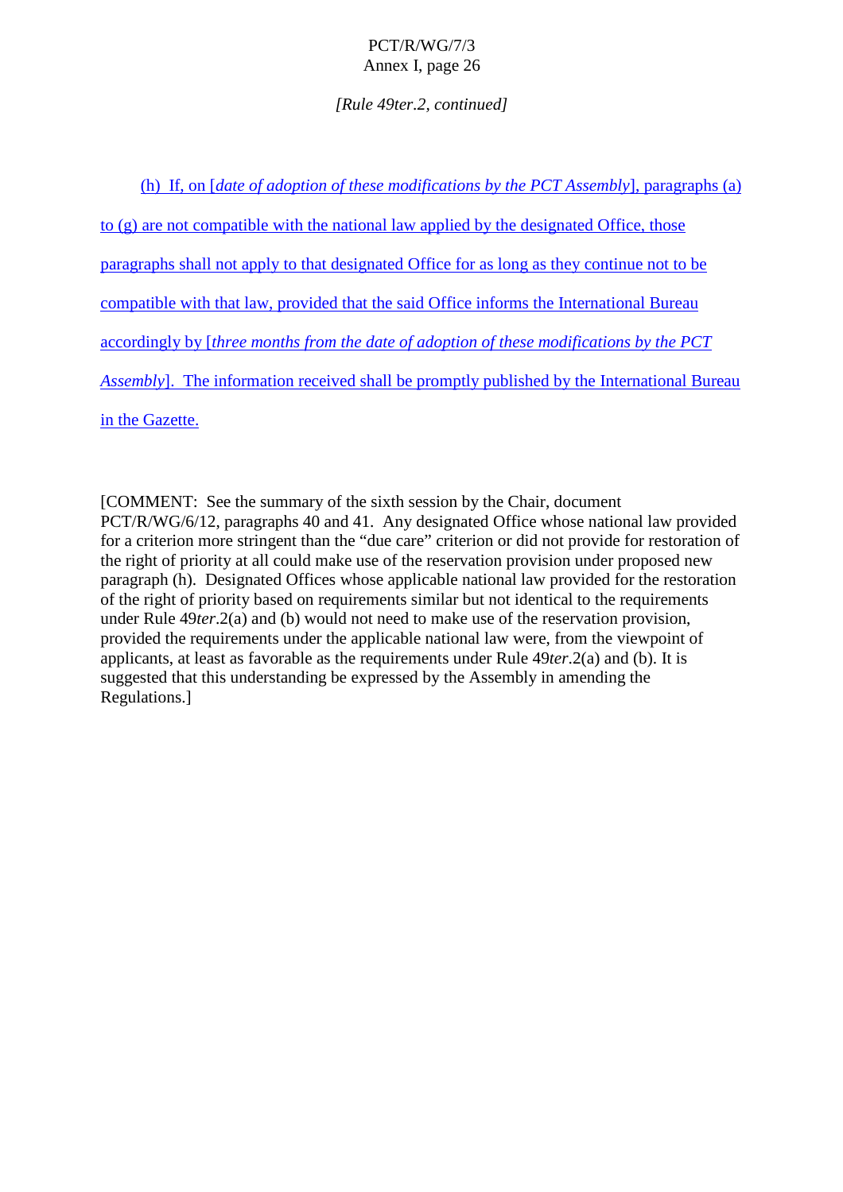*[Rule 49ter.2, continued]*

(h) If, on [*date of adoption of these modifications by the PCT Assembly*], paragraphs (a) to (g) are not compatible with the national law applied by the designated Office, those paragraphs shall not apply to that designated Office for as long as they continue not to be compatible with that law, provided that the said Office informs the International Bureau accordingly by [*three months from the date of adoption of these modifications by the PCT Assembly*]. The information received shall be promptly published by the International Bureau in the Gazette.

[COMMENT: See the summary of the sixth session by the Chair, document PCT/R/WG/6/12, paragraphs 40 and 41. Any designated Office whose national law provided for a criterion more stringent than the "due care" criterion or did not provide for restoration of the right of priority at all could make use of the reservation provision under proposed new paragraph (h). Designated Offices whose applicable national law provided for the restoration of the right of priority based on requirements similar but not identical to the requirements under Rule 49*ter*.2(a) and (b) would not need to make use of the reservation provision, provided the requirements under the applicable national law were, from the viewpoint of applicants, at least as favorable as the requirements under Rule 49*ter*.2(a) and (b). It is suggested that this understanding be expressed by the Assembly in amending the Regulations.]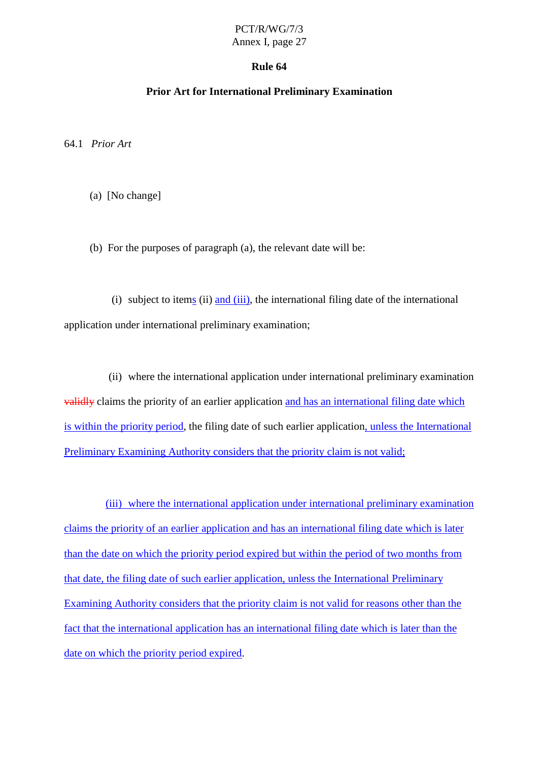# Rule 64

## Prior Art for International Preliminary Examination

64.1 *Prior Art*

(a) [No change]

(b) For the purposes of paragraph (a), the relevant date will be:

(i) subject to items (ii) and (iii), the international filing date of the international application under international preliminary examination;

(ii) where the international application under international preliminary examination ~~validly~~ claims the priority of an earlier application and has an international filing date which is within the priority period, the filing date of such earlier application, unless the International Preliminary Examining Authority considers that the priority claim is not valid;

(iii) where the international application under international preliminary examination claims the priority of an earlier application and has an international filing date which is later than the date on which the priority period expired but within the period of two months from that date, the filing date of such earlier application, unless the International Preliminary Examining Authority considers that the priority claim is not valid for reasons other than the fact that the international application has an international filing date which is later than the date on which the priority period expired.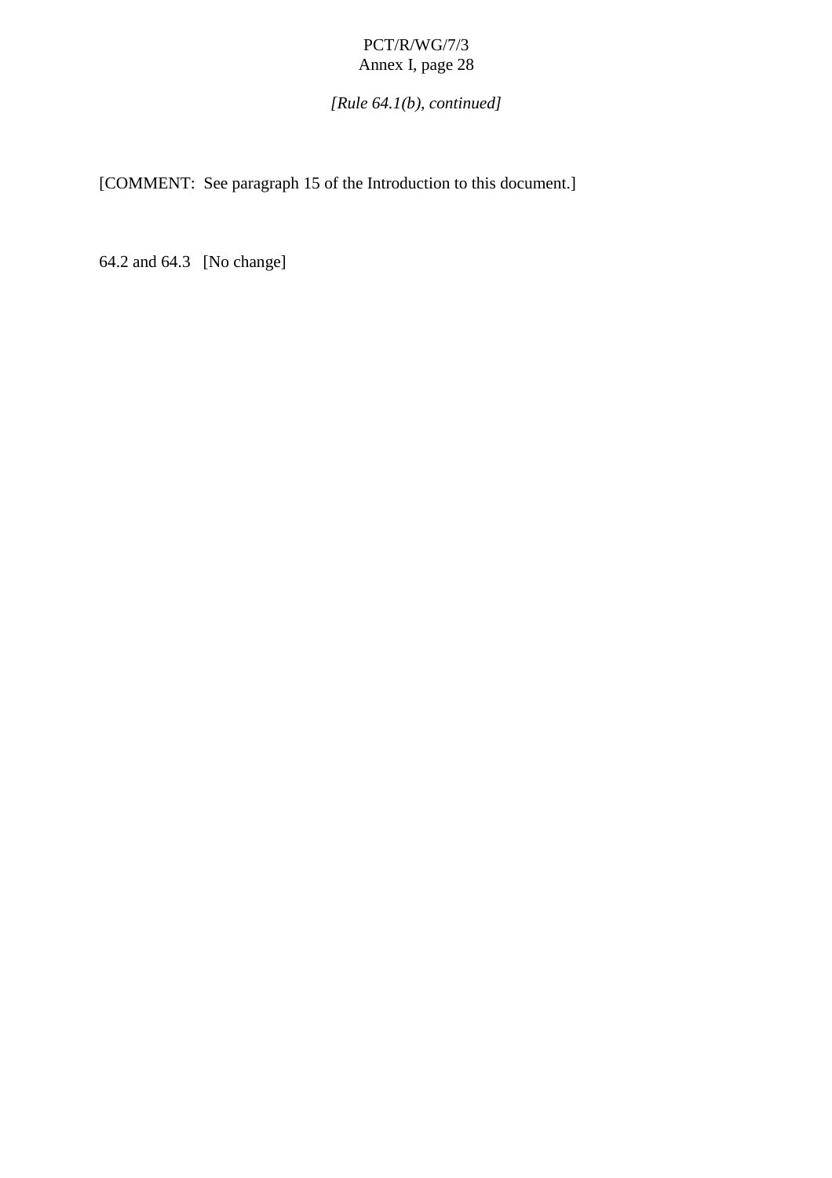*[Rule 64.1(b), continued]*

[COMMENT:  See paragraph 15 of the Introduction to this document.]

64.2 and 64.3   [No change]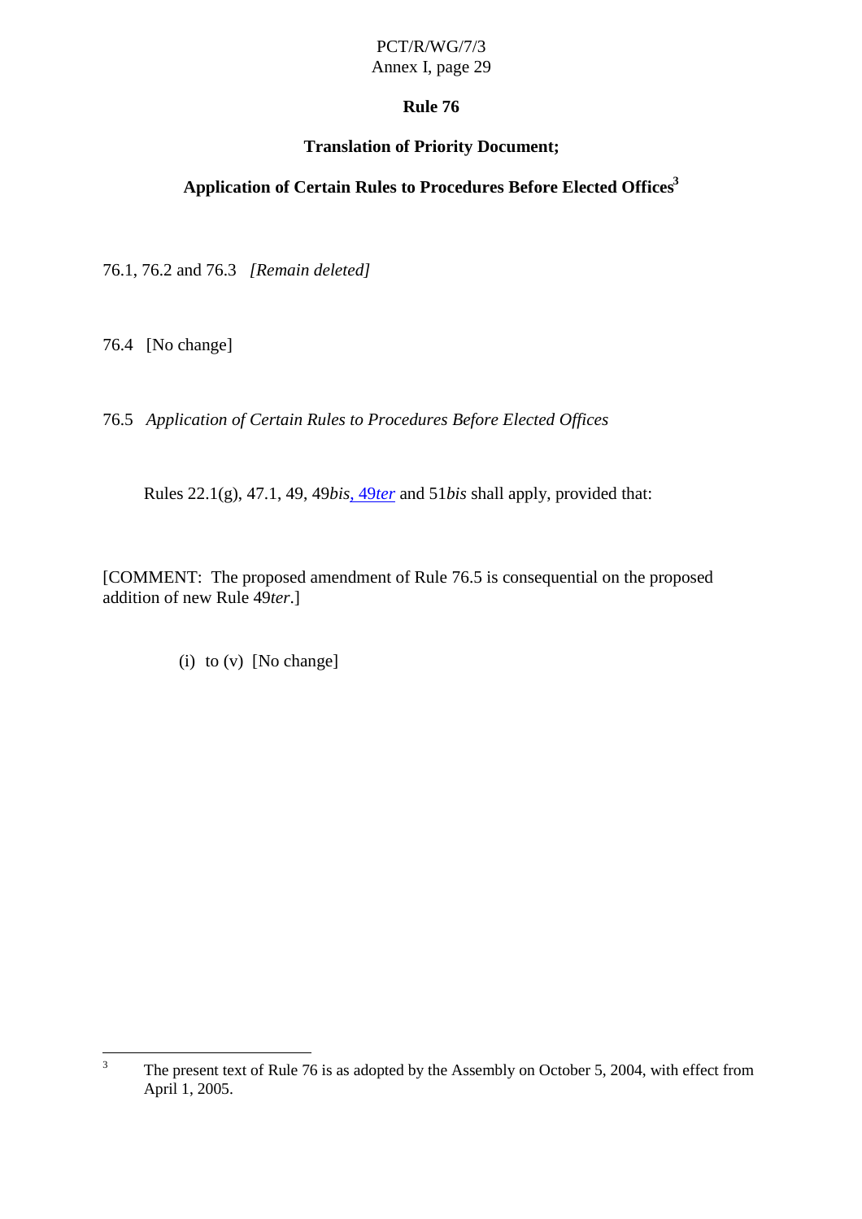## Rule 76

### Translation of Priority Document;

### Application of Certain Rules to Procedures Before Elected Offices[3]

76.1, 76.2 and 76.3 *[Remain deleted]*

76.4 [No change]

76.5 *Application of Certain Rules to Procedures Before Elected Offices*

Rules 22.1(g), 47.1, 49, 49*bis*, 49*ter* and 51*bis* shall apply, provided that:

[COMMENT: The proposed amendment of Rule 76.5 is consequential on the proposed addition of new Rule 49*ter*.]

(i) to (v) [No change]

---

[3] The present text of Rule 76 is as adopted by the Assembly on October 5, 2004, with effect from April 1, 2005.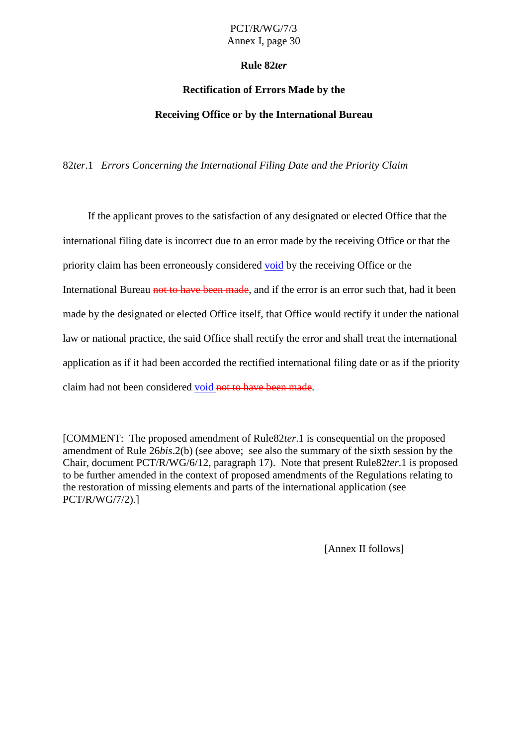### Rule 82*ter*

### Rectification of Errors Made by the Receiving Office or by the International Bureau

82*ter*.1 *Errors Concerning the International Filing Date and the Priority Claim*

If the applicant proves to the satisfaction of any designated or elected Office that the international filing date is incorrect due to an error made by the receiving Office or that the priority claim has been erroneously considered <u>void</u> by the receiving Office or the International Bureau ~~not to have been made~~, and if the error is an error such that, had it been made by the designated or elected Office itself, that Office would rectify it under the national law or national practice, the said Office shall rectify the error and shall treat the international application as if it had been accorded the rectified international filing date or as if the priority claim had not been considered <u>void</u> ~~not to have been made~~.

[COMMENT: The proposed amendment of Rule82*ter*.1 is consequential on the proposed amendment of Rule 26*bis*.2(b) (see above; see also the summary of the sixth session by the Chair, document PCT/R/WG/6/12, paragraph 17). Note that present Rule82*ter*.1 is proposed to be further amended in the context of proposed amendments of the Regulations relating to the restoration of missing elements and parts of the international application (see PCT/R/WG/7/2).]

[Annex II follows]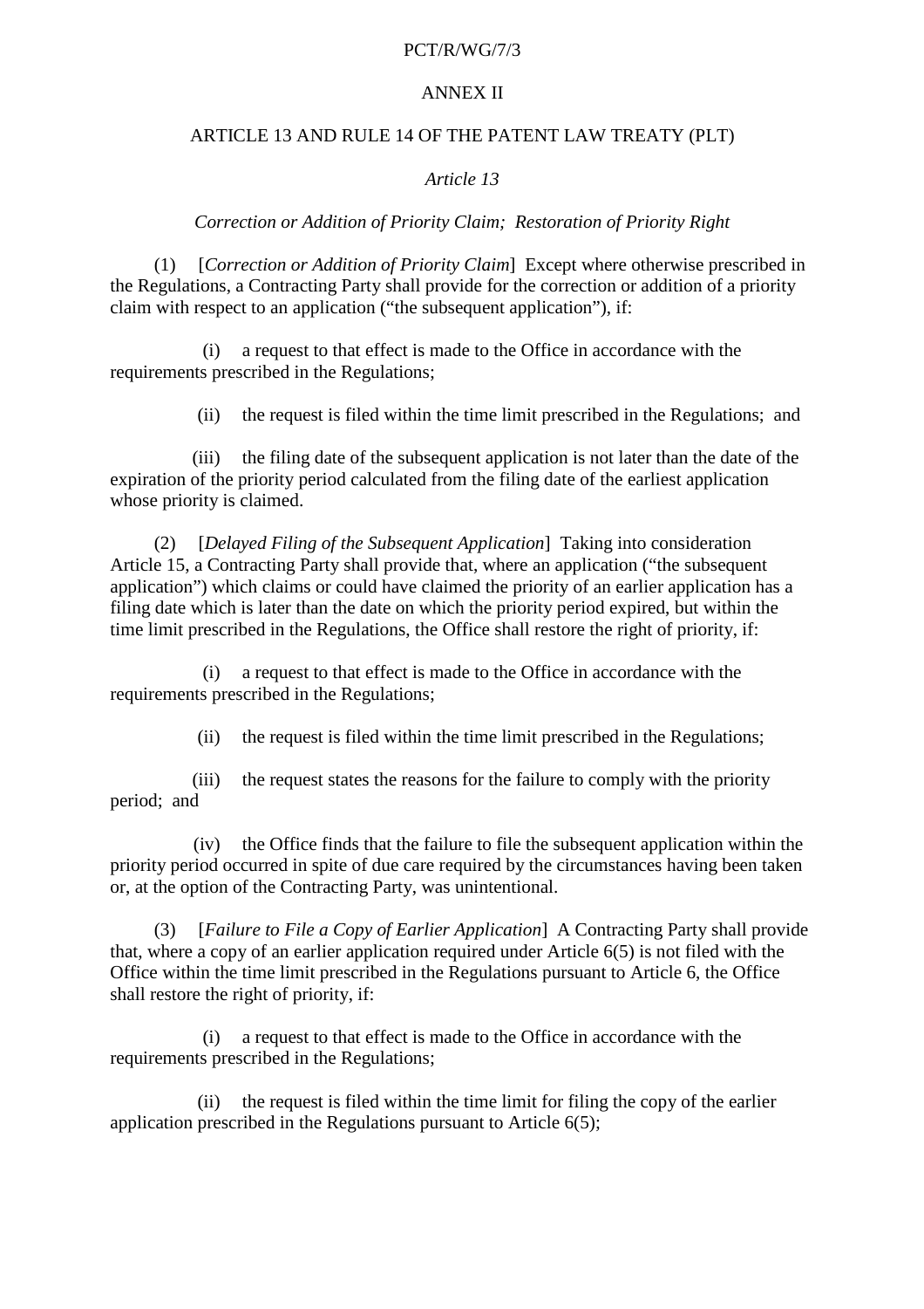ANNEX II

## ARTICLE 13 AND RULE 14 OF THE PATENT LAW TREATY (PLT)

### *Article 13*

### *Correction or Addition of Priority Claim; Restoration of Priority Right*

(1) [*Correction or Addition of Priority Claim*] Except where otherwise prescribed in the Regulations, a Contracting Party shall provide for the correction or addition of a priority claim with respect to an application ("the subsequent application"), if:

(i) a request to that effect is made to the Office in accordance with the requirements prescribed in the Regulations;

(ii) the request is filed within the time limit prescribed in the Regulations; and

(iii) the filing date of the subsequent application is not later than the date of the expiration of the priority period calculated from the filing date of the earliest application whose priority is claimed.

(2) [*Delayed Filing of the Subsequent Application*] Taking into consideration Article 15, a Contracting Party shall provide that, where an application ("the subsequent application") which claims or could have claimed the priority of an earlier application has a filing date which is later than the date on which the priority period expired, but within the time limit prescribed in the Regulations, the Office shall restore the right of priority, if:

(i) a request to that effect is made to the Office in accordance with the requirements prescribed in the Regulations;

(ii) the request is filed within the time limit prescribed in the Regulations;

(iii) the request states the reasons for the failure to comply with the priority period; and

(iv) the Office finds that the failure to file the subsequent application within the priority period occurred in spite of due care required by the circumstances having been taken or, at the option of the Contracting Party, was unintentional.

(3) [*Failure to File a Copy of Earlier Application*] A Contracting Party shall provide that, where a copy of an earlier application required under Article 6(5) is not filed with the Office within the time limit prescribed in the Regulations pursuant to Article 6, the Office shall restore the right of priority, if:

(i) a request to that effect is made to the Office in accordance with the requirements prescribed in the Regulations;

(ii) the request is filed within the time limit for filing the copy of the earlier application prescribed in the Regulations pursuant to Article 6(5);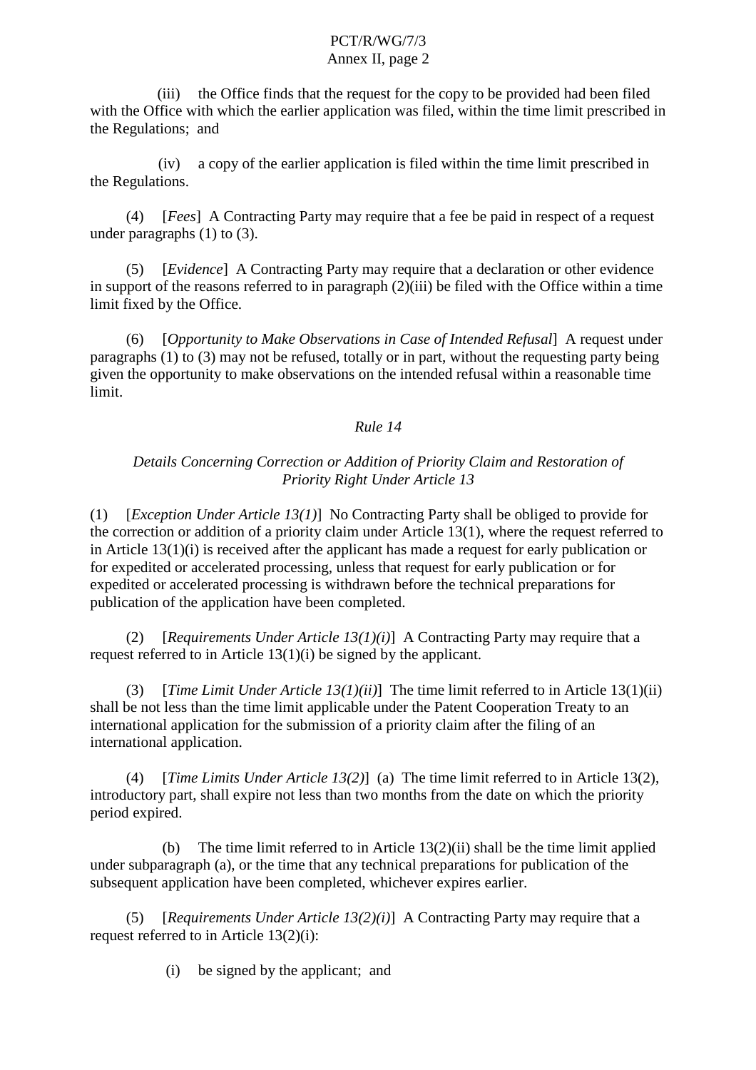(iii) the Office finds that the request for the copy to be provided had been filed with the Office with which the earlier application was filed, within the time limit prescribed in the Regulations; and

(iv) a copy of the earlier application is filed within the time limit prescribed in the Regulations.

(4) [*Fees*] A Contracting Party may require that a fee be paid in respect of a request under paragraphs (1) to (3).

(5) [*Evidence*] A Contracting Party may require that a declaration or other evidence in support of the reasons referred to in paragraph (2)(iii) be filed with the Office within a time limit fixed by the Office.

(6) [*Opportunity to Make Observations in Case of Intended Refusal*] A request under paragraphs (1) to (3) may not be refused, totally or in part, without the requesting party being given the opportunity to make observations on the intended refusal within a reasonable time limit.

*Rule 14*

*Details Concerning Correction or Addition of Priority Claim and Restoration of Priority Right Under Article 13*

(1) [*Exception Under Article 13(1)*] No Contracting Party shall be obliged to provide for the correction or addition of a priority claim under Article 13(1), where the request referred to in Article 13(1)(i) is received after the applicant has made a request for early publication or for expedited or accelerated processing, unless that request for early publication or for expedited or accelerated processing is withdrawn before the technical preparations for publication of the application have been completed.

(2) [*Requirements Under Article 13(1)(i)*] A Contracting Party may require that a request referred to in Article 13(1)(i) be signed by the applicant.

(3) [*Time Limit Under Article 13(1)(ii)*] The time limit referred to in Article 13(1)(ii) shall be not less than the time limit applicable under the Patent Cooperation Treaty to an international application for the submission of a priority claim after the filing of an international application.

(4) [*Time Limits Under Article 13(2)*] (a) The time limit referred to in Article 13(2), introductory part, shall expire not less than two months from the date on which the priority period expired.

(b) The time limit referred to in Article 13(2)(ii) shall be the time limit applied under subparagraph (a), or the time that any technical preparations for publication of the subsequent application have been completed, whichever expires earlier.

(5) [*Requirements Under Article 13(2)(i)*] A Contracting Party may require that a request referred to in Article 13(2)(i):

(i) be signed by the applicant; and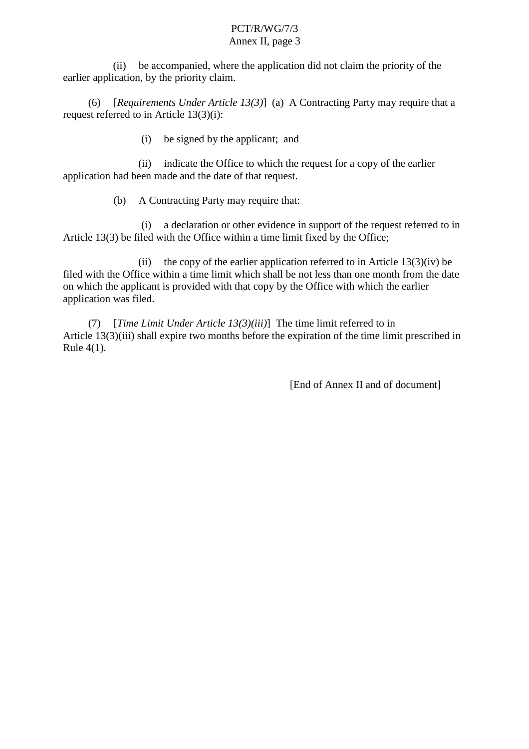(ii) be accompanied, where the application did not claim the priority of the earlier application, by the priority claim.

(6) [*Requirements Under Article 13(3)*] (a) A Contracting Party may require that a request referred to in Article 13(3)(i):

(i) be signed by the applicant; and

(ii) indicate the Office to which the request for a copy of the earlier application had been made and the date of that request.

(b) A Contracting Party may require that:

(i) a declaration or other evidence in support of the request referred to in Article 13(3) be filed with the Office within a time limit fixed by the Office;

(ii) the copy of the earlier application referred to in Article 13(3)(iv) be filed with the Office within a time limit which shall be not less than one month from the date on which the applicant is provided with that copy by the Office with which the earlier application was filed.

(7) [*Time Limit Under Article 13(3)(iii)*] The time limit referred to in Article 13(3)(iii) shall expire two months before the expiration of the time limit prescribed in Rule 4(1).

[End of Annex II and of document]